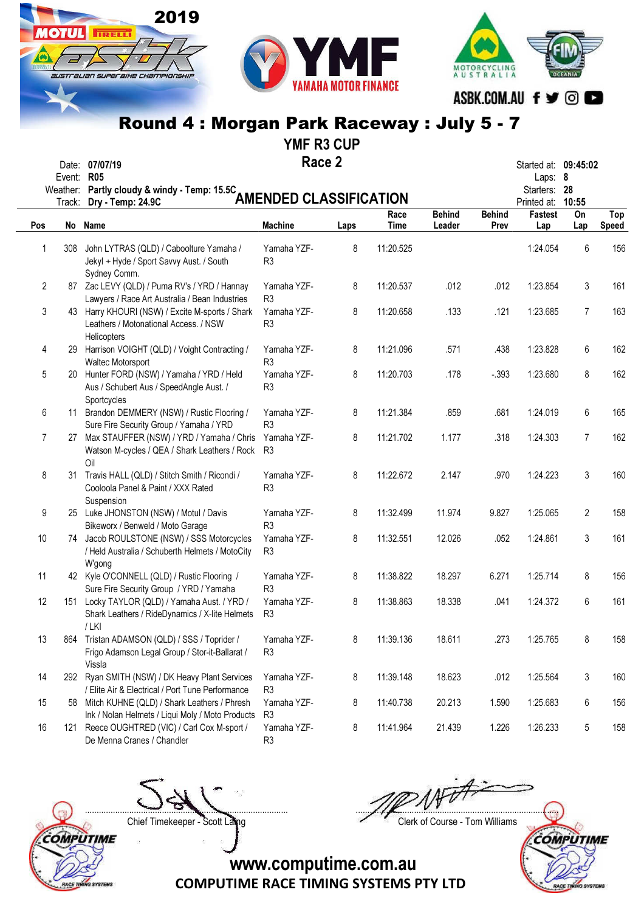# Round 4 : Morgan Park Raceway : July 5 - 7

## YMF R3 CUP

## Race 2

Date: 07/07/19
Event: R05
Weather: Partly cloudy & windy - Temp: 15.5C
Track: Dry - Temp: 24.9C

## AMENDED CLASSIFICATION

Started at: 09:45:02
Laps: 8
Starters: 28
Printed at: 10:55

| Pos | No | Name | Machine | Laps | Race Time | Behind Leader | Behind Prev | Fastest Lap | On Lap | Top Speed |
|---|---|---|---|---|---|---|---|---|---|---|
| 1 | 308 | John LYTRAS (QLD) / Caboolture Yamaha / Jekyl + Hyde / Sport Savvy Aust. / South Sydney Comm. | Yamaha YZF-R3 | 8 | 11:20.525 | | | 1:24.054 | 6 | 156 |
| 2 | 87 | Zac LEVY (QLD) / Puma RV's / YRD / Hannay Lawyers / Race Art Australia / Bean Industries | Yamaha YZF-R3 | 8 | 11:20.537 | .012 | .012 | 1:23.854 | 3 | 161 |
| 3 | 43 | Harry KHOURI (NSW) / Excite M-sports / Shark Leathers / Motonational Access. / NSW Helicopters | Yamaha YZF-R3 | 8 | 11:20.658 | .133 | .121 | 1:23.685 | 7 | 163 |
| 4 | 29 | Harrison VOIGHT (QLD) / Voight Contracting / Waltec Motorsport | Yamaha YZF-R3 | 8 | 11:21.096 | .571 | .438 | 1:23.828 | 6 | 162 |
| 5 | 20 | Hunter FORD (NSW) / Yamaha / YRD / Held Aus / Schubert Aus / SpeedAngle Aust. / Sportcycles | Yamaha YZF-R3 | 8 | 11:20.703 | .178 | -.393 | 1:23.680 | 8 | 162 |
| 6 | 11 | Brandon DEMMERY (NSW) / Rustic Flooring / Sure Fire Security Group / Yamaha / YRD | Yamaha YZF-R3 | 8 | 11:21.384 | .859 | .681 | 1:24.019 | 6 | 165 |
| 7 | 27 | Max STAUFFER (NSW) / YRD / Yamaha / Chris Watson M-cycles / QEA / Shark Leathers / Rock Oil | Yamaha YZF-R3 | 8 | 11:21.702 | 1.177 | .318 | 1:24.303 | 7 | 162 |
| 8 | 31 | Travis HALL (QLD) / Stitch Smith / Ricondi / Cooloola Panel & Paint / XXX Rated Suspension | Yamaha YZF-R3 | 8 | 11:22.672 | 2.147 | .970 | 1:24.223 | 3 | 160 |
| 9 | 25 | Luke JHONSTON (NSW) / Motul / Davis Bikeworx / Benweld / Moto Garage | Yamaha YZF-R3 | 8 | 11:32.499 | 11.974 | 9.827 | 1:25.065 | 2 | 158 |
| 10 | 74 | Jacob ROULSTONE (NSW) / SSS Motorcycles / Held Australia / Schuberth Helmets / MotoCity W'gong | Yamaha YZF-R3 | 8 | 11:32.551 | 12.026 | .052 | 1:24.861 | 3 | 161 |
| 11 | 42 | Kyle O'CONNELL (QLD) / Rustic Flooring / Sure Fire Security Group / YRD / Yamaha | Yamaha YZF-R3 | 8 | 11:38.822 | 18.297 | 6.271 | 1:25.714 | 8 | 156 |
| 12 | 151 | Locky TAYLOR (QLD) / Yamaha Aust. / YRD / Shark Leathers / RideDynamics / X-lite Helmets / LKI | Yamaha YZF-R3 | 8 | 11:38.863 | 18.338 | .041 | 1:24.372 | 6 | 161 |
| 13 | 864 | Tristan ADAMSON (QLD) / SSS / Toprider / Frigo Adamson Legal Group / Stor-it-Ballarat / Vissla | Yamaha YZF-R3 | 8 | 11:39.136 | 18.611 | .273 | 1:25.765 | 8 | 158 |
| 14 | 292 | Ryan SMITH (NSW) / DK Heavy Plant Services / Elite Air & Electrical / Port Tune Performance | Yamaha YZF-R3 | 8 | 11:39.148 | 18.623 | .012 | 1:25.564 | 3 | 160 |
| 15 | 58 | Mitch KUHNE (QLD) / Shark Leathers / Phresh Ink / Nolan Helmets / Liqui Moly / Moto Products | Yamaha YZF-R3 | 8 | 11:40.738 | 20.213 | 1.590 | 1:25.683 | 6 | 156 |
| 16 | 121 | Reece OUGHTRED (VIC) / Carl Cox M-sport / De Menna Cranes / Chandler | Yamaha YZF-R3 | 8 | 11:41.964 | 21.439 | 1.226 | 1:26.233 | 5 | 158 |

Chief Timekeeper - Scott Laing

Clerk of Course - Tom Williams

www.computime.com.au
COMPUTIME RACE TIMING SYSTEMS PTY LTD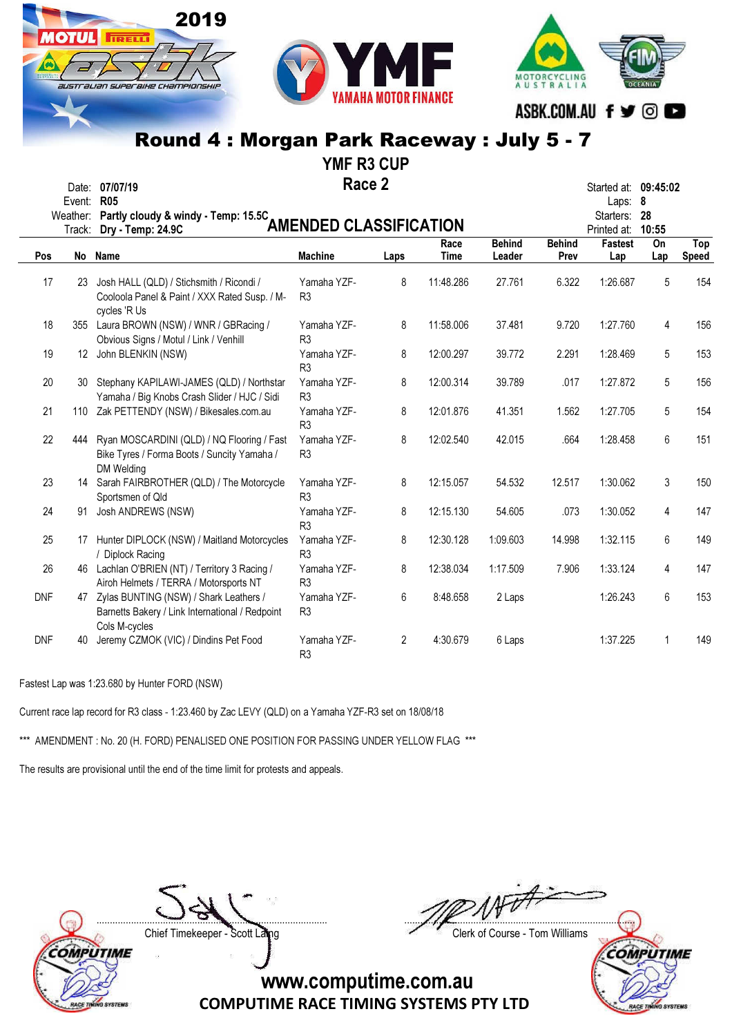## Round 4 : Morgan Park Raceway : July 5 - 7

### YMF R3 CUP

### Race 2

### AMENDED CLASSIFICATION

Date: 07/07/19
Event: R05
Weather: Partly cloudy & windy - Temp: 15.5C
Track: Dry - Temp: 24.9C

Started at: 09:45:02
Laps: 8
Starters: 28
Printed at: 10:55

| Pos | No | Name | Machine | Laps | Race Time | Behind Leader | Behind Prev | Fastest Lap | On Lap | Top Speed |
|---|---|---|---|---|---|---|---|---|---|---|
| 17 | 23 | Josh HALL (QLD) / Stichsmith / Ricondi / Cooloola Panel & Paint / XXX Rated Susp. / M-cycles 'R Us | Yamaha YZF-R3 | 8 | 11:48.286 | 27.761 | 6.322 | 1:26.687 | 5 | 154 |
| 18 | 355 | Laura BROWN (NSW) / WNR / GBRacing / Obvious Signs / Motul / Link / Venhill | Yamaha YZF-R3 | 8 | 11:58.006 | 37.481 | 9.720 | 1:27.760 | 4 | 156 |
| 19 | 12 | John BLENKIN (NSW) | Yamaha YZF-R3 | 8 | 12:00.297 | 39.772 | 2.291 | 1:28.469 | 5 | 153 |
| 20 | 30 | Stephany KAPILAWI-JAMES (QLD) / Northstar Yamaha / Big Knobs Crash Slider / HJC / Sidi | Yamaha YZF-R3 | 8 | 12:00.314 | 39.789 | .017 | 1:27.872 | 5 | 156 |
| 21 | 110 | Zak PETTENDY (NSW) / Bikesales.com.au | Yamaha YZF-R3 | 8 | 12:01.876 | 41.351 | 1.562 | 1:27.705 | 5 | 154 |
| 22 | 444 | Ryan MOSCARDINI (QLD) / NQ Flooring / Fast Bike Tyres / Forma Boots / Suncity Yamaha / DM Welding | Yamaha YZF-R3 | 8 | 12:02.540 | 42.015 | .664 | 1:28.458 | 6 | 151 |
| 23 | 14 | Sarah FAIRBROTHER (QLD) / The Motorcycle Sportsmen of Qld | Yamaha YZF-R3 | 8 | 12:15.057 | 54.532 | 12.517 | 1:30.062 | 3 | 150 |
| 24 | 91 | Josh ANDREWS (NSW) | Yamaha YZF-R3 | 8 | 12:15.130 | 54.605 | .073 | 1:30.052 | 4 | 147 |
| 25 | 17 | Hunter DIPLOCK (NSW) / Maitland Motorcycles / Diplock Racing | Yamaha YZF-R3 | 8 | 12:30.128 | 1:09.603 | 14.998 | 1:32.115 | 6 | 149 |
| 26 | 46 | Lachlan O'BRIEN (NT) / Territory 3 Racing / Airoh Helmets / TERRA / Motorsports NT | Yamaha YZF-R3 | 8 | 12:38.034 | 1:17.509 | 7.906 | 1:33.124 | 4 | 147 |
| DNF | 47 | Zylas BUNTING (NSW) / Shark Leathers / Barnetts Bakery / Link International / Redpoint Cols M-cycles | Yamaha YZF-R3 | 6 | 8:48.658 | 2 Laps | | 1:26.243 | 6 | 153 |
| DNF | 40 | Jeremy CZMOK (VIC) / Dindins Pet Food | Yamaha YZF-R3 | 2 | 4:30.679 | 6 Laps | | 1:37.225 | 1 | 149 |

Fastest Lap was 1:23.680 by Hunter FORD (NSW)

Current race lap record for R3 class - 1:23.460 by Zac LEVY (QLD) on a Yamaha YZF-R3 set on 18/08/18

*** AMENDMENT : No. 20 (H. FORD) PENALISED ONE POSITION FOR PASSING UNDER YELLOW FLAG ***

The results are provisional until the end of the time limit for protests and appeals.

Chief Timekeeper - Scott Laing

Clerk of Course - Tom Williams

www.computime.com.au
COMPUTIME RACE TIMING SYSTEMS PTY LTD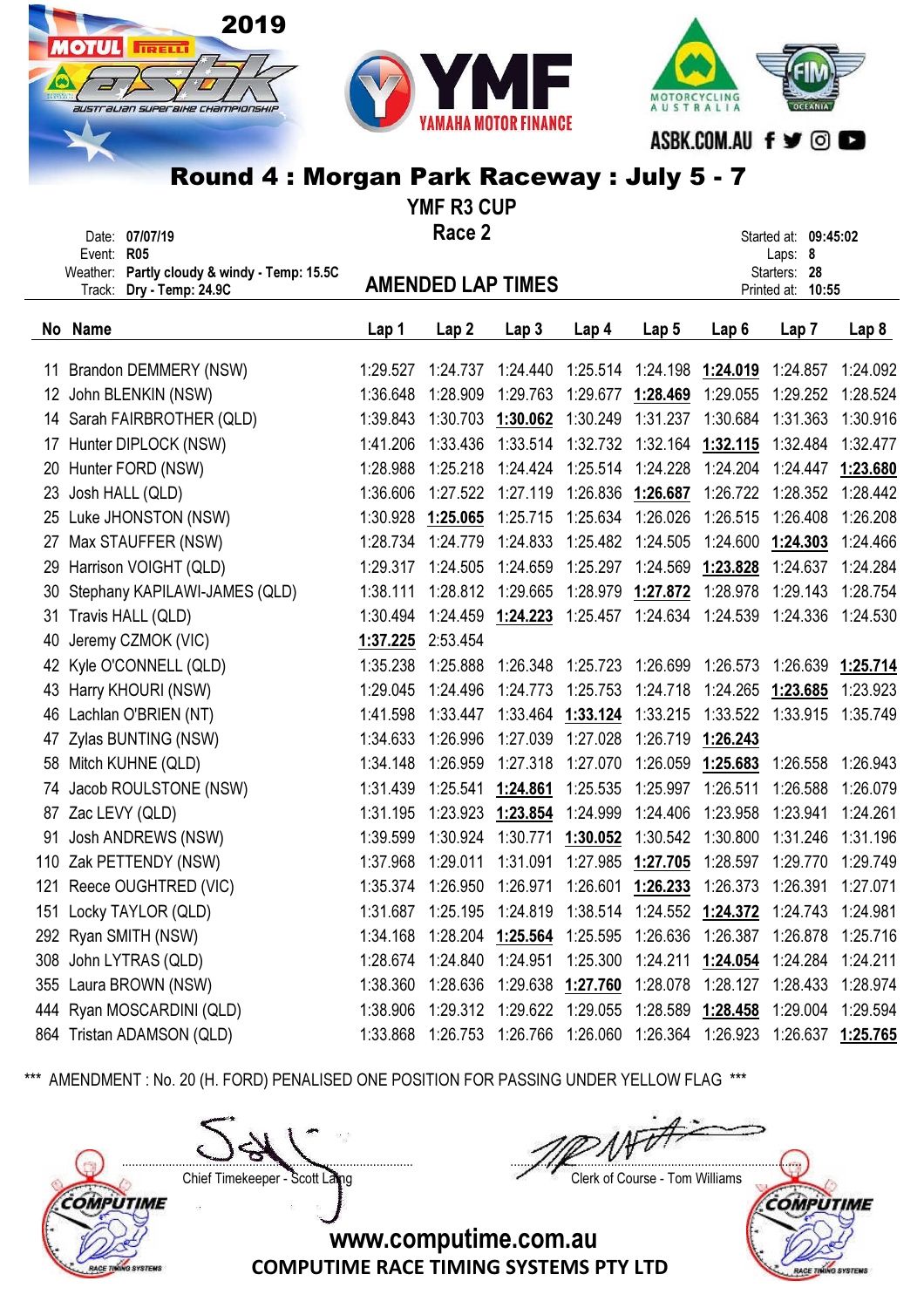# Round 4 : Morgan Park Raceway : July 5 - 7

## YMF R3 CUP

## Race 2

Date: **07/07/19**
Event: **R05**
Weather: **Partly cloudy & windy - Temp: 15.5C**
Track: **Dry - Temp: 24.9C**

**AMENDED LAP TIMES**

Started at: **09:45:02**
Laps: **8**
Starters: **28**
Printed at: **10:55**

| No | Name | Lap 1 | Lap 2 | Lap 3 | Lap 4 | Lap 5 | Lap 6 | Lap 7 | Lap 8 |
|---|---|---|---|---|---|---|---|---|---|
| 11 | Brandon DEMMERY (NSW) | 1:29.527 | 1:24.737 | 1:24.440 | 1:25.514 | 1:24.198 | **1:24.019** | 1:24.857 | 1:24.092 |
| 12 | John BLENKIN (NSW) | 1:36.648 | 1:28.909 | 1:29.763 | 1:29.677 | **1:28.469** | 1:29.055 | 1:29.252 | 1:28.524 |
| 14 | Sarah FAIRBROTHER (QLD) | 1:39.843 | 1:30.703 | **1:30.062** | 1:30.249 | 1:31.237 | 1:30.684 | 1:31.363 | 1:30.916 |
| 17 | Hunter DIPLOCK (NSW) | 1:41.206 | 1:33.436 | 1:33.514 | 1:32.732 | 1:32.164 | **1:32.115** | 1:32.484 | 1:32.477 |
| 20 | Hunter FORD (NSW) | 1:28.988 | 1:25.218 | 1:24.424 | 1:25.514 | 1:24.228 | 1:24.204 | 1:24.447 | **1:23.680** |
| 23 | Josh HALL (QLD) | 1:36.606 | 1:27.522 | 1:27.119 | 1:26.836 | **1:26.687** | 1:26.722 | 1:28.352 | 1:28.442 |
| 25 | Luke JHONSTON (NSW) | 1:30.928 | **1:25.065** | 1:25.715 | 1:25.634 | 1:26.026 | 1:26.515 | 1:26.408 | 1:26.208 |
| 27 | Max STAUFFER (NSW) | 1:28.734 | 1:24.779 | 1:24.833 | 1:25.482 | 1:24.505 | 1:24.600 | **1:24.303** | 1:24.466 |
| 29 | Harrison VOIGHT (QLD) | 1:29.317 | 1:24.505 | 1:24.659 | 1:25.297 | 1:24.569 | **1:23.828** | 1:24.637 | 1:24.284 |
| 30 | Stephany KAPILAWI-JAMES (QLD) | 1:38.111 | 1:28.812 | 1:29.665 | 1:28.979 | **1:27.872** | 1:28.978 | 1:29.143 | 1:28.754 |
| 31 | Travis HALL (QLD) | 1:30.494 | 1:24.459 | **1:24.223** | 1:25.457 | 1:24.634 | 1:24.539 | 1:24.336 | 1:24.530 |
| 40 | Jeremy CZMOK (VIC) | **1:37.225** | 2:53.454 | | | | | | |
| 42 | Kyle O'CONNELL (QLD) | 1:35.238 | 1:25.888 | 1:26.348 | 1:25.723 | 1:26.699 | 1:26.573 | 1:26.639 | **1:25.714** |
| 43 | Harry KHOURI (NSW) | 1:29.045 | 1:24.496 | 1:24.773 | 1:25.753 | 1:24.718 | 1:24.265 | **1:23.685** | 1:23.923 |
| 46 | Lachlan O'BRIEN (NT) | 1:41.598 | 1:33.447 | 1:33.464 | **1:33.124** | 1:33.215 | 1:33.522 | 1:33.915 | 1:35.749 |
| 47 | Zylas BUNTING (NSW) | 1:34.633 | 1:26.996 | 1:27.039 | 1:27.028 | 1:26.719 | **1:26.243** | | |
| 58 | Mitch KUHNE (QLD) | 1:34.148 | 1:26.959 | 1:27.318 | 1:27.070 | 1:26.059 | **1:25.683** | 1:26.558 | 1:26.943 |
| 74 | Jacob ROULSTONE (NSW) | 1:31.439 | 1:25.541 | **1:24.861** | 1:25.535 | 1:25.997 | 1:26.511 | 1:26.588 | 1:26.079 |
| 87 | Zac LEVY (QLD) | 1:31.195 | 1:23.923 | **1:23.854** | 1:24.999 | 1:24.406 | 1:23.958 | 1:23.941 | 1:24.261 |
| 91 | Josh ANDREWS (NSW) | 1:39.599 | 1:30.924 | 1:30.771 | **1:30.052** | 1:30.542 | 1:30.800 | 1:31.246 | 1:31.196 |
| 110 | Zak PETTENDY (NSW) | 1:37.968 | 1:29.011 | 1:31.091 | 1:27.985 | **1:27.705** | 1:28.597 | 1:29.770 | 1:29.749 |
| 121 | Reece OUGHTRED (VIC) | 1:35.374 | 1:26.950 | 1:26.971 | 1:26.601 | **1:26.233** | 1:26.373 | 1:26.391 | 1:27.071 |
| 151 | Locky TAYLOR (QLD) | 1:31.687 | 1:25.195 | 1:24.819 | 1:38.514 | 1:24.552 | **1:24.372** | 1:24.743 | 1:24.981 |
| 292 | Ryan SMITH (NSW) | 1:34.168 | 1:28.204 | **1:25.564** | 1:25.595 | 1:26.636 | 1:26.387 | 1:26.878 | 1:25.716 |
| 308 | John LYTRAS (QLD) | 1:28.674 | 1:24.840 | 1:24.951 | 1:25.300 | 1:24.211 | **1:24.054** | 1:24.284 | 1:24.211 |
| 355 | Laura BROWN (NSW) | 1:38.360 | 1:28.636 | 1:29.638 | **1:27.760** | 1:28.078 | 1:28.127 | 1:28.433 | 1:28.974 |
| 444 | Ryan MOSCARDINI (QLD) | 1:38.906 | 1:29.312 | 1:29.622 | 1:29.055 | 1:28.589 | **1:28.458** | 1:29.004 | 1:29.594 |
| 864 | Tristan ADAMSON (QLD) | 1:33.868 | 1:26.753 | 1:26.766 | 1:26.060 | 1:26.364 | 1:26.923 | 1:26.637 | **1:25.765** |

*** AMENDMENT : No. 20 (H. FORD) PENALISED ONE POSITION FOR PASSING UNDER YELLOW FLAG ***

Chief Timekeeper - Scott Laing

Clerk of Course - Tom Williams

www.computime.com.au

COMPUTIME RACE TIMING SYSTEMS PTY LTD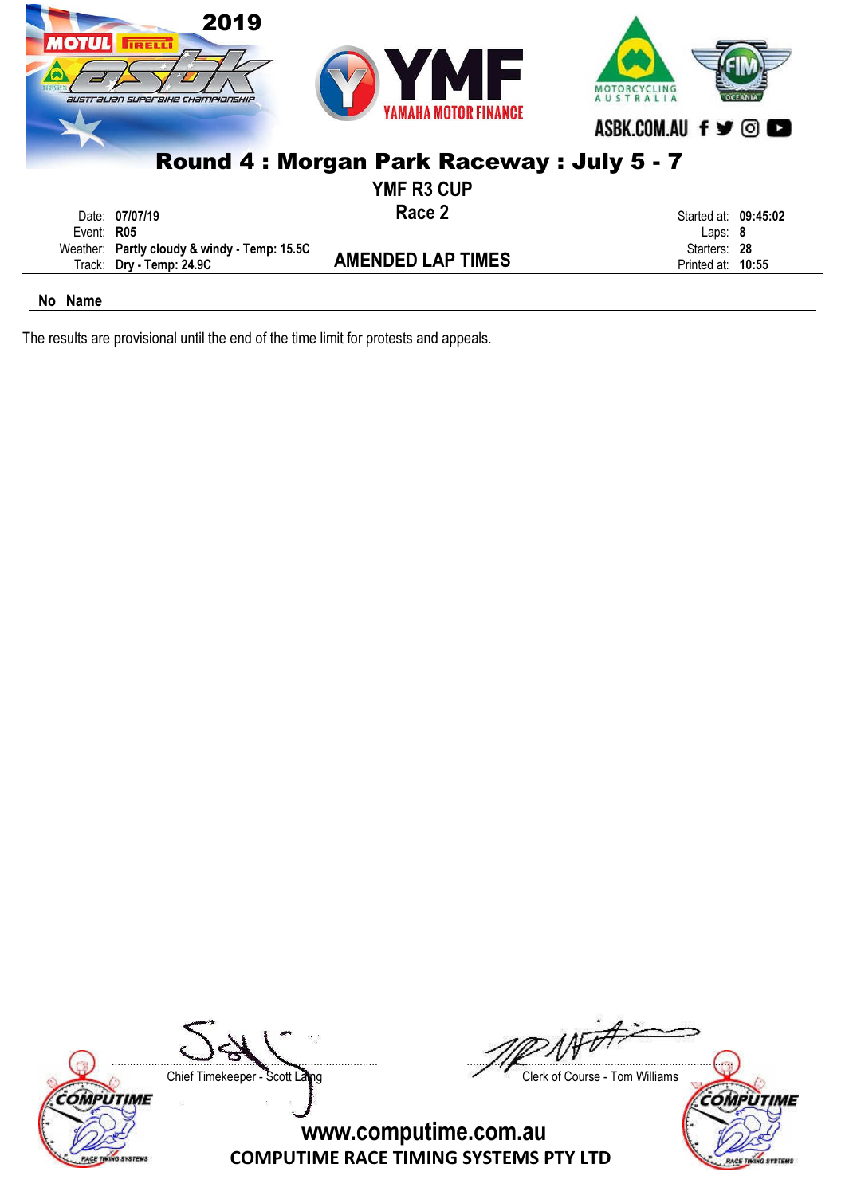# Round 4 : Morgan Park Raceway : July 5 - 7

## YMF R3 CUP

## Race 2

Date: **07/07/19**
Event: **R05**
Weather: **Partly cloudy & windy - Temp: 15.5C**
Track: **Dry - Temp: 24.9C**

### AMENDED LAP TIMES

Started at: **09:45:02**
Laps: **8**
Starters: **28**
Printed at: **10:55**

| No | Name |
|---|---|

The results are provisional until the end of the time limit for protests and appeals.

Chief Timekeeper - Scott Laing

Clerk of Course - Tom Williams

www.computime.com.au

COMPUTIME RACE TIMING SYSTEMS PTY LTD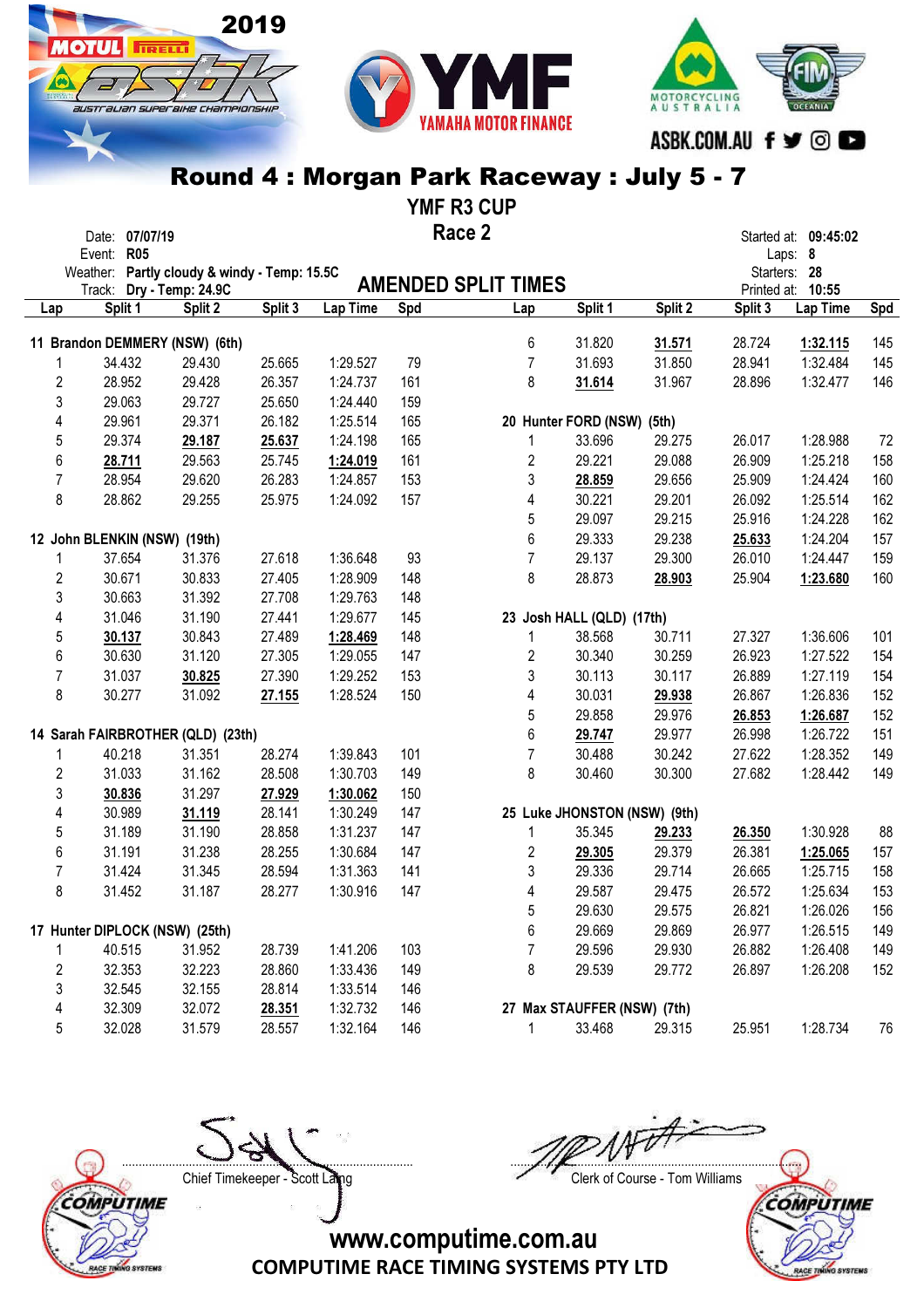# Round 4 : Morgan Park Raceway : July 5 - 7

## YMF R3 CUP

## Race 2

Date: **07/07/19**
Event: **R05**
Weather: **Partly cloudy & windy - Temp: 15.5C**
Track: **Dry - Temp: 24.9C**

Started at: **09:45:02**
Laps: **8**
Starters: **28**
Printed at: **10:55**

### AMENDED SPLIT TIMES

**11 Brandon DEMMERY (NSW) (6th)**

| Lap | Split 1 | Split 2 | Split 3 | Lap Time | Spd |
|---|---|---|---|---|---|
| 1 | 34.432 | 29.430 | 25.665 | 1:29.527 | 79 |
| 2 | 28.952 | 29.428 | 26.357 | 1:24.737 | 161 |
| 3 | 29.063 | 29.727 | 25.650 | 1:24.440 | 159 |
| 4 | 29.961 | 29.371 | 26.182 | 1:25.514 | 165 |
| 5 | 29.374 | **29.187** | **25.637** | 1:24.198 | 165 |
| 6 | **28.711** | 29.563 | 25.745 | **1:24.019** | 161 |
| 7 | 28.954 | 29.620 | 26.283 | 1:24.857 | 153 |
| 8 | 28.862 | 29.255 | 25.975 | 1:24.092 | 157 |

**12 John BLENKIN (NSW) (19th)**

| Lap | Split 1 | Split 2 | Split 3 | Lap Time | Spd |
|---|---|---|---|---|---|
| 1 | 37.654 | 31.376 | 27.618 | 1:36.648 | 93 |
| 2 | 30.671 | 30.833 | 27.405 | 1:28.909 | 148 |
| 3 | 30.663 | 31.392 | 27.708 | 1:29.763 | 148 |
| 4 | 31.046 | 31.190 | 27.441 | 1:29.677 | 145 |
| 5 | **30.137** | 30.843 | 27.489 | **1:28.469** | 148 |
| 6 | 30.630 | 31.120 | 27.305 | 1:29.055 | 147 |
| 7 | 31.037 | **30.825** | 27.390 | 1:29.252 | 153 |
| 8 | 30.277 | 31.092 | **27.155** | 1:28.524 | 150 |

**14 Sarah FAIRBROTHER (QLD) (23th)**

| Lap | Split 1 | Split 2 | Split 3 | Lap Time | Spd |
|---|---|---|---|---|---|
| 1 | 40.218 | 31.351 | 28.274 | 1:39.843 | 101 |
| 2 | 31.033 | 31.162 | 28.508 | 1:30.703 | 149 |
| 3 | **30.836** | 31.297 | **27.929** | **1:30.062** | 150 |
| 4 | 30.989 | **31.119** | 28.141 | 1:30.249 | 147 |
| 5 | 31.189 | 31.190 | 28.858 | 1:31.237 | 147 |
| 6 | 31.191 | 31.238 | 28.255 | 1:30.684 | 147 |
| 7 | 31.424 | 31.345 | 28.594 | 1:31.363 | 141 |
| 8 | 31.452 | 31.187 | 28.277 | 1:30.916 | 147 |

**17 Hunter DIPLOCK (NSW) (25th)**

| Lap | Split 1 | Split 2 | Split 3 | Lap Time | Spd |
|---|---|---|---|---|---|
| 1 | 40.515 | 31.952 | 28.739 | 1:41.206 | 103 |
| 2 | 32.353 | 32.223 | 28.860 | 1:33.436 | 149 |
| 3 | 32.545 | 32.155 | 28.814 | 1:33.514 | 146 |
| 4 | 32.309 | 32.072 | **28.351** | 1:32.732 | 146 |
| 5 | 32.028 | 31.579 | 28.557 | 1:32.164 | 146 |
| 6 | 31.820 | **31.571** | 28.724 | **1:32.115** | 145 |
| 7 | 31.693 | 31.850 | 28.941 | 1:32.484 | 145 |
| 8 | **31.614** | 31.967 | 28.896 | 1:32.477 | 146 |

**20 Hunter FORD (NSW) (5th)**

| Lap | Split 1 | Split 2 | Split 3 | Lap Time | Spd |
|---|---|---|---|---|---|
| 1 | 33.696 | 29.275 | 26.017 | 1:28.988 | 72 |
| 2 | 29.221 | 29.088 | 26.909 | 1:25.218 | 158 |
| 3 | **28.859** | 29.656 | 25.909 | 1:24.424 | 160 |
| 4 | 30.221 | 29.201 | 26.092 | 1:25.514 | 162 |
| 5 | 29.097 | 29.215 | 25.916 | 1:24.228 | 162 |
| 6 | 29.333 | 29.238 | **25.633** | 1:24.204 | 157 |
| 7 | 29.137 | 29.300 | 26.010 | 1:24.447 | 159 |
| 8 | 28.873 | **28.903** | 25.904 | **1:23.680** | 160 |

**23 Josh HALL (QLD) (17th)**

| Lap | Split 1 | Split 2 | Split 3 | Lap Time | Spd |
|---|---|---|---|---|---|
| 1 | 38.568 | 30.711 | 27.327 | 1:36.606 | 101 |
| 2 | 30.340 | 30.259 | 26.923 | 1:27.522 | 154 |
| 3 | 30.113 | 30.117 | 26.889 | 1:27.119 | 154 |
| 4 | 30.031 | **29.938** | 26.867 | 1:26.836 | 152 |
| 5 | 29.858 | 29.976 | **26.853** | **1:26.687** | 152 |
| 6 | **29.747** | 29.977 | 26.998 | 1:26.722 | 151 |
| 7 | 30.488 | 30.242 | 27.622 | 1:28.352 | 149 |
| 8 | 30.460 | 30.300 | 27.682 | 1:28.442 | 149 |

**25 Luke JHONSTON (NSW) (9th)**

| Lap | Split 1 | Split 2 | Split 3 | Lap Time | Spd |
|---|---|---|---|---|---|
| 1 | 35.345 | **29.233** | **26.350** | 1:30.928 | 88 |
| 2 | **29.305** | 29.379 | 26.381 | **1:25.065** | 157 |
| 3 | 29.336 | 29.714 | 26.665 | 1:25.715 | 158 |
| 4 | 29.587 | 29.475 | 26.572 | 1:25.634 | 153 |
| 5 | 29.630 | 29.575 | 26.821 | 1:26.026 | 156 |
| 6 | 29.669 | 29.869 | 26.977 | 1:26.515 | 149 |
| 7 | 29.596 | 29.930 | 26.882 | 1:26.408 | 149 |
| 8 | 29.539 | 29.772 | 26.897 | 1:26.208 | 152 |

**27 Max STAUFFER (NSW) (7th)**

| Lap | Split 1 | Split 2 | Split 3 | Lap Time | Spd |
|---|---|---|---|---|---|
| 1 | 33.468 | 29.315 | 25.951 | 1:28.734 | 76 |

Chief Timekeeper - Scott Laing

Clerk of Course - Tom Williams

www.computime.com.au
COMPUTIME RACE TIMING SYSTEMS PTY LTD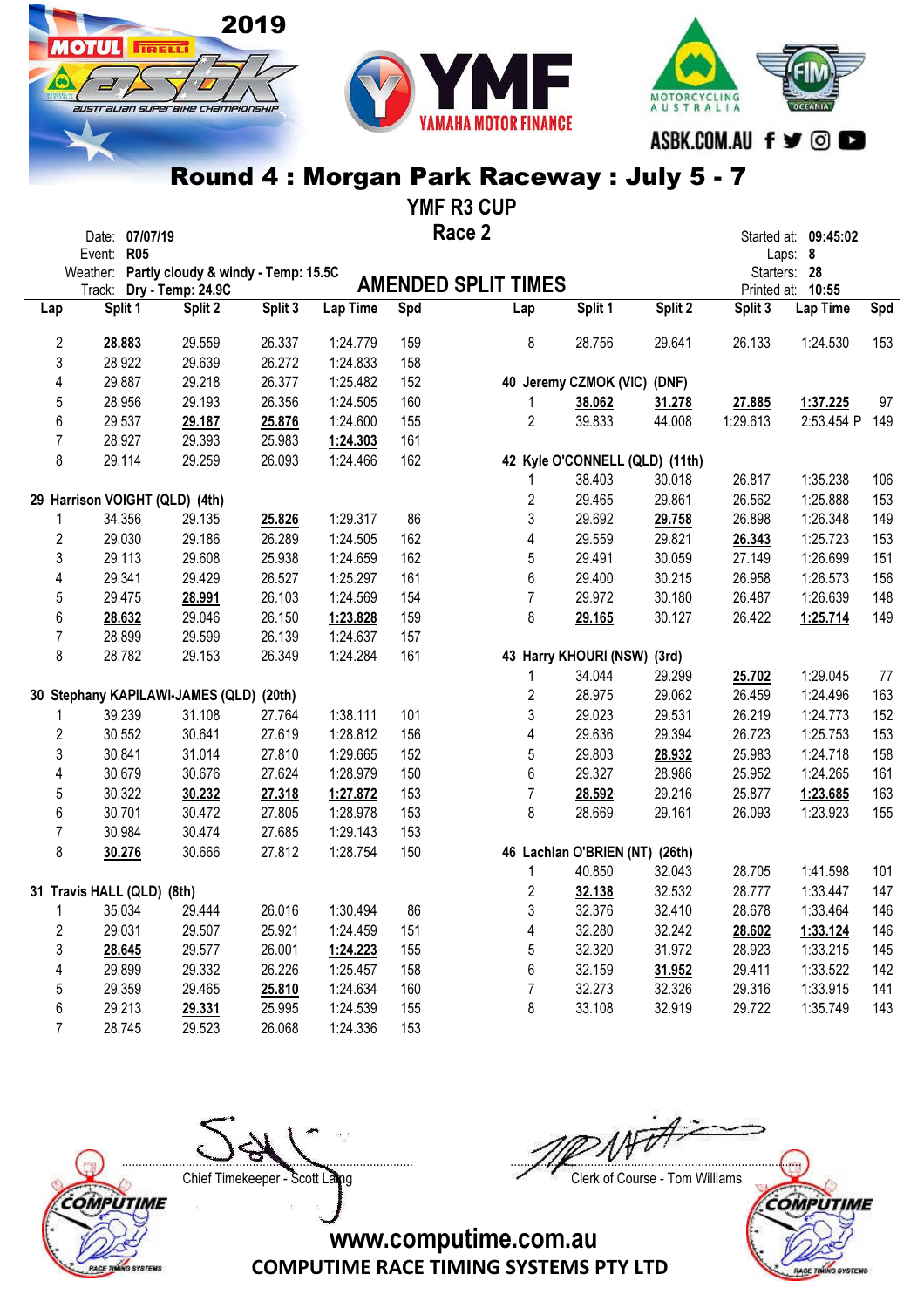# Round 4 : Morgan Park Raceway : July 5 - 7

## YMF R3 CUP

## Race 2

Date: **07/07/19**
Event: **R05**
Weather: **Partly cloudy & windy - Temp: 15.5C**
Track: **Dry - Temp: 24.9C**

Started at: **09:45:02**
Laps: **8**
Starters: **28**
Printed at: **10:55**

### AMENDED SPLIT TIMES

| Lap | Split 1 | Split 2 | Split 3 | Lap Time | Spd |
|---|---|---|---|---|---|
| 2 | **28.883** | 29.559 | 26.337 | 1:24.779 | 159 |
| 3 | 28.922 | 29.639 | 26.272 | 1:24.833 | 158 |
| 4 | 29.887 | 29.218 | 26.377 | 1:25.482 | 152 |
| 5 | 28.956 | 29.193 | 26.356 | 1:24.505 | 160 |
| 6 | 29.537 | **29.187** | **25.876** | 1:24.600 | 155 |
| 7 | 28.927 | 29.393 | 25.983 | **1:24.303** | 161 |
| 8 | 29.114 | 29.259 | 26.093 | 1:24.466 | 162 |
| **29 Harrison VOIGHT (QLD) (4th)** | | | | | |
| 1 | 34.356 | 29.135 | **25.826** | 1:29.317 | 86 |
| 2 | 29.030 | 29.186 | 26.289 | 1:24.505 | 162 |
| 3 | 29.113 | 29.608 | 25.938 | 1:24.659 | 162 |
| 4 | 29.341 | 29.429 | 26.527 | 1:25.297 | 161 |
| 5 | 29.475 | **28.991** | 26.103 | 1:24.569 | 154 |
| 6 | **28.632** | 29.046 | 26.150 | **1:23.828** | 159 |
| 7 | 28.899 | 29.599 | 26.139 | 1:24.637 | 157 |
| 8 | 28.782 | 29.153 | 26.349 | 1:24.284 | 161 |
| **30 Stephany KAPILAWI-JAMES (QLD) (20th)** | | | | | |
| 1 | 39.239 | 31.108 | 27.764 | 1:38.111 | 101 |
| 2 | 30.552 | 30.641 | 27.619 | 1:28.812 | 156 |
| 3 | 30.841 | 31.014 | 27.810 | 1:29.665 | 152 |
| 4 | 30.679 | 30.676 | 27.624 | 1:28.979 | 150 |
| 5 | 30.322 | **30.232** | **27.318** | **1:27.872** | 153 |
| 6 | 30.701 | 30.472 | 27.805 | 1:28.978 | 153 |
| 7 | 30.984 | 30.474 | 27.685 | 1:29.143 | 153 |
| 8 | **30.276** | 30.666 | 27.812 | 1:28.754 | 150 |
| **31 Travis HALL (QLD) (8th)** | | | | | |
| 1 | 35.034 | 29.444 | 26.016 | 1:30.494 | 86 |
| 2 | 29.031 | 29.507 | 25.921 | 1:24.459 | 151 |
| 3 | **28.645** | 29.577 | 26.001 | **1:24.223** | 155 |
| 4 | 29.899 | 29.332 | 26.226 | 1:25.457 | 158 |
| 5 | 29.359 | 29.465 | **25.810** | 1:24.634 | 160 |
| 6 | 29.213 | **29.331** | 25.995 | 1:24.539 | 155 |
| 7 | 28.745 | 29.523 | 26.068 | 1:24.336 | 153 |
| 8 | 28.756 | 29.641 | 26.133 | 1:24.530 | 153 |
| **40 Jeremy CZMOK (VIC) (DNF)** | | | | | |
| 1 | **38.062** | **31.278** | **27.885** | **1:37.225** | 97 |
| 2 | 39.833 | 44.008 | 1:29.613 | 2:53.454 P | 149 |
| **42 Kyle O'CONNELL (QLD) (11th)** | | | | | |
| 1 | 38.403 | 30.018 | 26.817 | 1:35.238 | 106 |
| 2 | 29.465 | 29.861 | 26.562 | 1:25.888 | 153 |
| 3 | 29.692 | **29.758** | 26.898 | 1:26.348 | 149 |
| 4 | 29.559 | 29.821 | **26.343** | 1:25.723 | 153 |
| 5 | 29.491 | 30.059 | 27.149 | 1:26.699 | 151 |
| 6 | 29.400 | 30.215 | 26.958 | 1:26.573 | 156 |
| 7 | 29.972 | 30.180 | 26.487 | 1:26.639 | 148 |
| 8 | **29.165** | 30.127 | 26.422 | **1:25.714** | 149 |
| **43 Harry KHOURI (NSW) (3rd)** | | | | | |
| 1 | 34.044 | 29.299 | **25.702** | 1:29.045 | 77 |
| 2 | 28.975 | 29.062 | 26.459 | 1:24.496 | 163 |
| 3 | 29.023 | 29.531 | 26.219 | 1:24.773 | 152 |
| 4 | 29.636 | 29.394 | 26.723 | 1:25.753 | 153 |
| 5 | 29.803 | **28.932** | 25.983 | 1:24.718 | 158 |
| 6 | 29.327 | 28.986 | 25.952 | 1:24.265 | 161 |
| 7 | **28.592** | 29.216 | 25.877 | **1:23.685** | 163 |
| 8 | 28.669 | 29.161 | 26.093 | 1:23.923 | 155 |
| **46 Lachlan O'BRIEN (NT) (26th)** | | | | | |
| 1 | 40.850 | 32.043 | 28.705 | 1:41.598 | 101 |
| 2 | **32.138** | 32.532 | 28.777 | 1:33.447 | 147 |
| 3 | 32.376 | 32.410 | 28.678 | 1:33.464 | 146 |
| 4 | 32.280 | 32.242 | **28.602** | **1:33.124** | 146 |
| 5 | 32.320 | 31.972 | 28.923 | 1:33.215 | 145 |
| 6 | 32.159 | **31.952** | 29.411 | 1:33.522 | 142 |
| 7 | 32.273 | 32.326 | 29.316 | 1:33.915 | 141 |
| 8 | 33.108 | 32.919 | 29.722 | 1:35.749 | 143 |

Chief Timekeeper - Scott Laing

Clerk of Course - Tom Williams

www.computime.com.au
COMPUTIME RACE TIMING SYSTEMS PTY LTD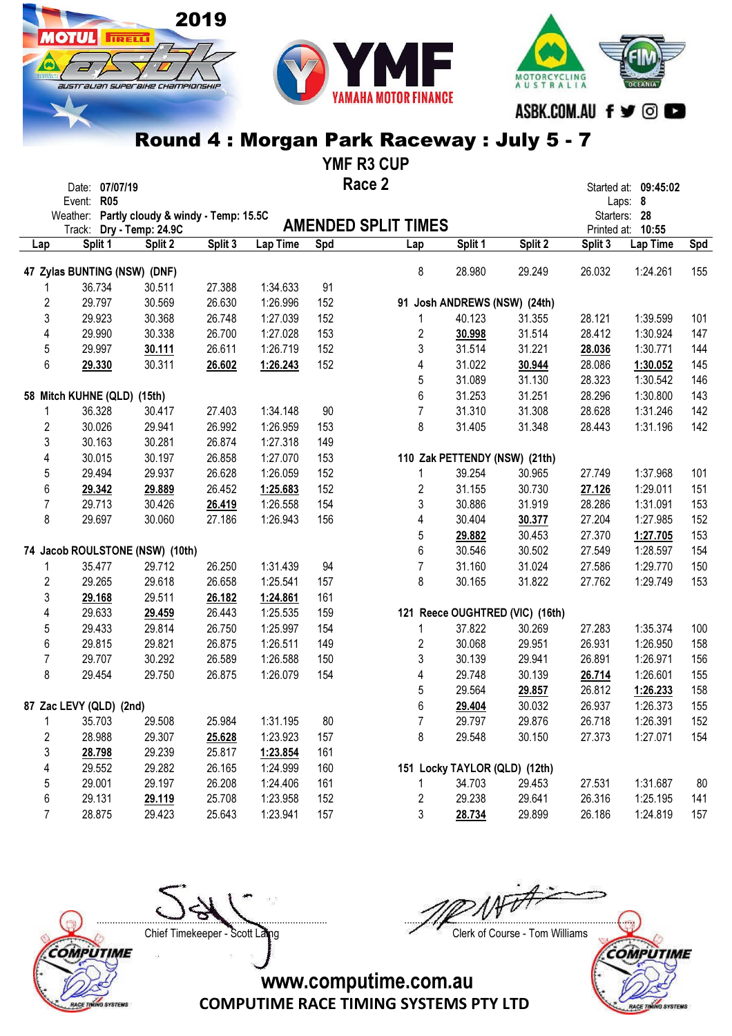# Round 4 : Morgan Park Raceway : July 5 - 7

## YMF R3 CUP

## Race 2

Date: 07/07/19
Event: R05
Weather: Partly cloudy & windy - Temp: 15.5C
Track: Dry - Temp: 24.9C

Started at: 09:45:02
Laps: 8
Starters: 28
Printed at: 10:55

## AMENDED SPLIT TIMES

**47 Zylas BUNTING (NSW) (DNF)**

| Lap | Split 1 | Split 2 | Split 3 | Lap Time | Spd |
|---|---|---|---|---|---|
| 1 | 36.734 | 30.511 | 27.388 | 1:34.633 | 91 |
| 2 | 29.797 | 30.569 | 26.630 | 1:26.996 | 152 |
| 3 | 29.923 | 30.368 | 26.748 | 1:27.039 | 152 |
| 4 | 29.990 | 30.338 | 26.700 | 1:27.028 | 153 |
| 5 | 29.997 | **30.111** | 26.611 | 1:26.719 | 152 |
| 6 | **29.330** | 30.311 | **26.602** | **1:26.243** | 152 |

**58 Mitch KUHNE (QLD) (15th)**

| Lap | Split 1 | Split 2 | Split 3 | Lap Time | Spd |
|---|---|---|---|---|---|
| 1 | 36.328 | 30.417 | 27.403 | 1:34.148 | 90 |
| 2 | 30.026 | 29.941 | 26.992 | 1:26.959 | 153 |
| 3 | 30.163 | 30.281 | 26.874 | 1:27.318 | 149 |
| 4 | 30.015 | 30.197 | 26.858 | 1:27.070 | 153 |
| 5 | 29.494 | 29.937 | 26.628 | 1:26.059 | 152 |
| 6 | **29.342** | **29.889** | 26.452 | **1:25.683** | 152 |
| 7 | 29.713 | 30.426 | **26.419** | 1:26.558 | 154 |
| 8 | 29.697 | 30.060 | 27.186 | 1:26.943 | 156 |

**74 Jacob ROULSTONE (NSW) (10th)**

| Lap | Split 1 | Split 2 | Split 3 | Lap Time | Spd |
|---|---|---|---|---|---|
| 1 | 35.477 | 29.712 | 26.250 | 1:31.439 | 94 |
| 2 | 29.265 | 29.618 | 26.658 | 1:25.541 | 157 |
| 3 | **29.168** | 29.511 | **26.182** | **1:24.861** | 161 |
| 4 | 29.633 | **29.459** | 26.443 | 1:25.535 | 159 |
| 5 | 29.433 | 29.814 | 26.750 | 1:25.997 | 154 |
| 6 | 29.815 | 29.821 | 26.875 | 1:26.511 | 149 |
| 7 | 29.707 | 30.292 | 26.589 | 1:26.588 | 150 |
| 8 | 29.454 | 29.750 | 26.875 | 1:26.079 | 154 |

**87 Zac LEVY (QLD) (2nd)**

| Lap | Split 1 | Split 2 | Split 3 | Lap Time | Spd |
|---|---|---|---|---|---|
| 1 | 35.703 | 29.508 | 25.984 | 1:31.195 | 80 |
| 2 | 28.988 | 29.307 | **25.628** | 1:23.923 | 157 |
| 3 | **28.798** | 29.239 | 25.817 | **1:23.854** | 161 |
| 4 | 29.552 | 29.282 | 26.165 | 1:24.999 | 160 |
| 5 | 29.001 | 29.197 | 26.208 | 1:24.406 | 161 |
| 6 | 29.131 | **29.119** | 25.708 | 1:23.958 | 152 |
| 7 | 28.875 | 29.423 | 25.643 | 1:23.941 | 157 |
| 8 | 28.980 | 29.249 | 26.032 | 1:24.261 | 155 |

**91 Josh ANDREWS (NSW) (24th)**

| Lap | Split 1 | Split 2 | Split 3 | Lap Time | Spd |
|---|---|---|---|---|---|
| 1 | 40.123 | 31.355 | 28.121 | 1:39.599 | 101 |
| 2 | **30.998** | 31.514 | 28.412 | 1:30.924 | 147 |
| 3 | 31.514 | 31.221 | **28.036** | 1:30.771 | 144 |
| 4 | 31.022 | **30.944** | 28.086 | **1:30.052** | 145 |
| 5 | 31.089 | 31.130 | 28.323 | 1:30.542 | 146 |
| 6 | 31.253 | 31.251 | 28.296 | 1:30.800 | 143 |
| 7 | 31.310 | 31.308 | 28.628 | 1:31.246 | 142 |
| 8 | 31.405 | 31.348 | 28.443 | 1:31.196 | 142 |

**110 Zak PETTENDY (NSW) (21th)**

| Lap | Split 1 | Split 2 | Split 3 | Lap Time | Spd |
|---|---|---|---|---|---|
| 1 | 39.254 | 30.965 | 27.749 | 1:37.968 | 101 |
| 2 | 31.155 | 30.730 | **27.126** | 1:29.011 | 151 |
| 3 | 30.886 | 31.919 | 28.286 | 1:31.091 | 153 |
| 4 | 30.404 | **30.377** | 27.204 | 1:27.985 | 152 |
| 5 | **29.882** | 30.453 | 27.370 | **1:27.705** | 153 |
| 6 | 30.546 | 30.502 | 27.549 | 1:28.597 | 154 |
| 7 | 31.160 | 31.024 | 27.586 | 1:29.770 | 150 |
| 8 | 30.165 | 31.822 | 27.762 | 1:29.749 | 153 |

**121 Reece OUGHTRED (VIC) (16th)**

| Lap | Split 1 | Split 2 | Split 3 | Lap Time | Spd |
|---|---|---|---|---|---|
| 1 | 37.822 | 30.269 | 27.283 | 1:35.374 | 100 |
| 2 | 30.068 | 29.951 | 26.931 | 1:26.950 | 158 |
| 3 | 30.139 | 29.941 | 26.891 | 1:26.971 | 156 |
| 4 | 29.748 | 30.139 | **26.714** | 1:26.601 | 155 |
| 5 | 29.564 | **29.857** | 26.812 | **1:26.233** | 158 |
| 6 | **29.404** | 30.032 | 26.937 | 1:26.373 | 155 |
| 7 | 29.797 | 29.876 | 26.718 | 1:26.391 | 152 |
| 8 | 29.548 | 30.150 | 27.373 | 1:27.071 | 154 |

**151 Locky TAYLOR (QLD) (12th)**

| Lap | Split 1 | Split 2 | Split 3 | Lap Time | Spd |
|---|---|---|---|---|---|
| 1 | 34.703 | 29.453 | 27.531 | 1:31.687 | 80 |
| 2 | 29.238 | 29.641 | 26.316 | 1:25.195 | 141 |
| 3 | **28.734** | 29.899 | 26.186 | 1:24.819 | 157 |

Chief Timekeeper - Scott Laing

Clerk of Course - Tom Williams

www.computime.com.au
COMPUTIME RACE TIMING SYSTEMS PTY LTD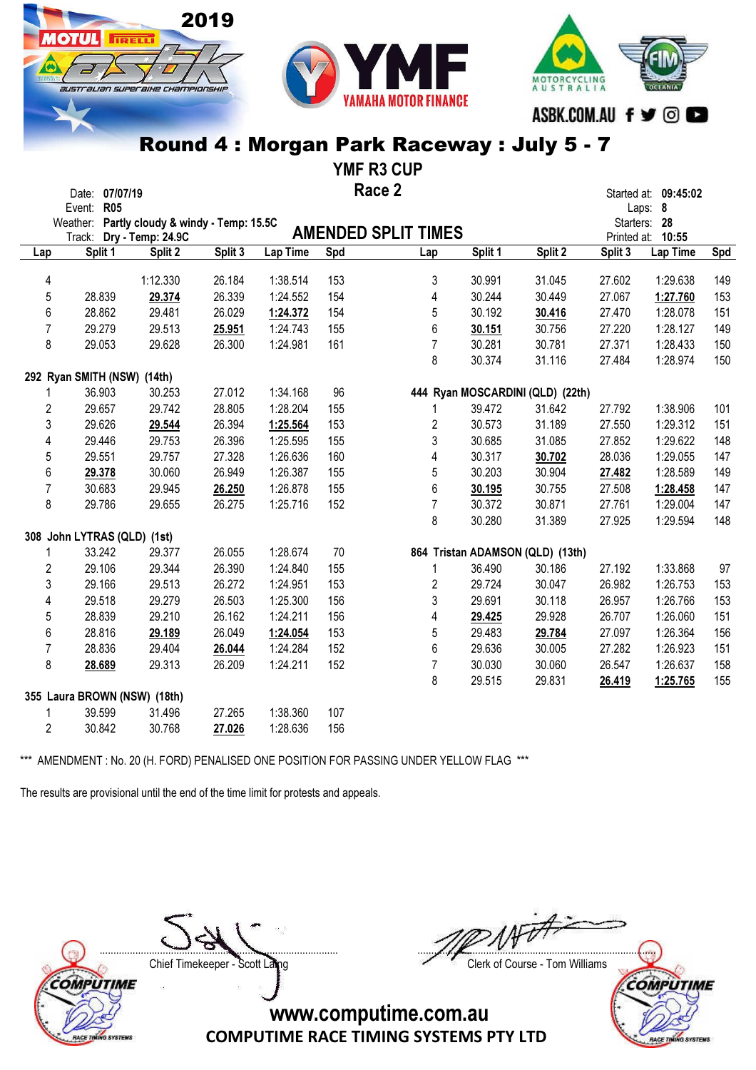## Round 4 : Morgan Park Raceway : July 5 - 7

### YMF R3 CUP

### Race 2

Date: 07/07/19
Event: R05
Weather: Partly cloudy & windy - Temp: 15.5C
Track: Dry - Temp: 24.9C

Started at: 09:45:02
Laps: 8
Starters: 28
Printed at: 10:55

### AMENDED SPLIT TIMES

| Lap | Split 1 | Split 2 | Split 3 | Lap Time | Spd |
|---|---|---|---|---|---|
| 4 | | 1:12.330 | 26.184 | 1:38.514 | 153 |
| 5 | 28.839 | **29.374** | 26.339 | 1:24.552 | 154 |
| 6 | 28.862 | 29.481 | 26.029 | **1:24.372** | 154 |
| 7 | 29.279 | 29.513 | **25.951** | 1:24.743 | 155 |
| 8 | 29.053 | 29.628 | 26.300 | 1:24.981 | 161 |
| **292 Ryan SMITH (NSW) (14th)** | | | | | |
| 1 | 36.903 | 30.253 | 27.012 | 1:34.168 | 96 |
| 2 | 29.657 | 29.742 | 28.805 | 1:28.204 | 155 |
| 3 | 29.626 | **29.544** | 26.394 | **1:25.564** | 153 |
| 4 | 29.446 | 29.753 | 26.396 | 1:25.595 | 155 |
| 5 | 29.551 | 29.757 | 27.328 | 1:26.636 | 160 |
| 6 | **29.378** | 30.060 | 26.949 | 1:26.387 | 155 |
| 7 | 30.683 | 29.945 | **26.250** | 1:26.878 | 155 |
| 8 | 29.786 | 29.655 | 26.275 | 1:25.716 | 152 |
| **308 John LYTRAS (QLD) (1st)** | | | | | |
| 1 | 33.242 | 29.377 | 26.055 | 1:28.674 | 70 |
| 2 | 29.106 | 29.344 | 26.390 | 1:24.840 | 155 |
| 3 | 29.166 | 29.513 | 26.272 | 1:24.951 | 153 |
| 4 | 29.518 | 29.279 | 26.503 | 1:25.300 | 156 |
| 5 | 28.839 | 29.210 | 26.162 | 1:24.211 | 156 |
| 6 | 28.816 | **29.189** | 26.049 | **1:24.054** | 153 |
| 7 | 28.836 | 29.404 | **26.044** | 1:24.284 | 152 |
| 8 | **28.689** | 29.313 | 26.209 | 1:24.211 | 152 |
| **355 Laura BROWN (NSW) (18th)** | | | | | |
| 1 | 39.599 | 31.496 | 27.265 | 1:38.360 | 107 |
| 2 | 30.842 | 30.768 | **27.026** | 1:28.636 | 156 |

| Lap | Split 1 | Split 2 | Split 3 | Lap Time | Spd |
|---|---|---|---|---|---|
| 3 | 30.991 | 31.045 | 27.602 | 1:29.638 | 149 |
| 4 | 30.244 | 30.449 | 27.067 | **1:27.760** | 153 |
| 5 | 30.192 | **30.416** | 27.470 | 1:28.078 | 151 |
| 6 | **30.151** | 30.756 | 27.220 | 1:28.127 | 149 |
| 7 | 30.281 | 30.781 | 27.371 | 1:28.433 | 150 |
| 8 | 30.374 | 31.116 | 27.484 | 1:28.974 | 150 |
| **444 Ryan MOSCARDINI (QLD) (22th)** | | | | | |
| 1 | 39.472 | 31.642 | 27.792 | 1:38.906 | 101 |
| 2 | 30.573 | 31.189 | 27.550 | 1:29.312 | 151 |
| 3 | 30.685 | 31.085 | 27.852 | 1:29.622 | 148 |
| 4 | 30.317 | **30.702** | 28.036 | 1:29.055 | 147 |
| 5 | 30.203 | 30.904 | **27.482** | 1:28.589 | 149 |
| 6 | **30.195** | 30.755 | 27.508 | **1:28.458** | 147 |
| 7 | 30.372 | 30.871 | 27.761 | 1:29.004 | 147 |
| 8 | 30.280 | 31.389 | 27.925 | 1:29.594 | 148 |
| **864 Tristan ADAMSON (QLD) (13th)** | | | | | |
| 1 | 36.490 | 30.186 | 27.192 | 1:33.868 | 97 |
| 2 | 29.724 | 30.047 | 26.982 | 1:26.753 | 153 |
| 3 | 29.691 | 30.118 | 26.957 | 1:26.766 | 153 |
| 4 | **29.425** | 29.928 | 26.707 | 1:26.060 | 151 |
| 5 | 29.483 | **29.784** | 27.097 | 1:26.364 | 156 |
| 6 | 29.636 | 30.005 | 27.282 | 1:26.923 | 151 |
| 7 | 30.030 | 30.060 | 26.547 | 1:26.637 | 158 |
| 8 | 29.515 | 29.831 | **26.419** | **1:25.765** | 155 |

*** AMENDMENT : No. 20 (H. FORD) PENALISED ONE POSITION FOR PASSING UNDER YELLOW FLAG ***

The results are provisional until the end of the time limit for protests and appeals.

Chief Timekeeper - Scott Laing

Clerk of Course - Tom Williams

www.computime.com.au
COMPUTIME RACE TIMING SYSTEMS PTY LTD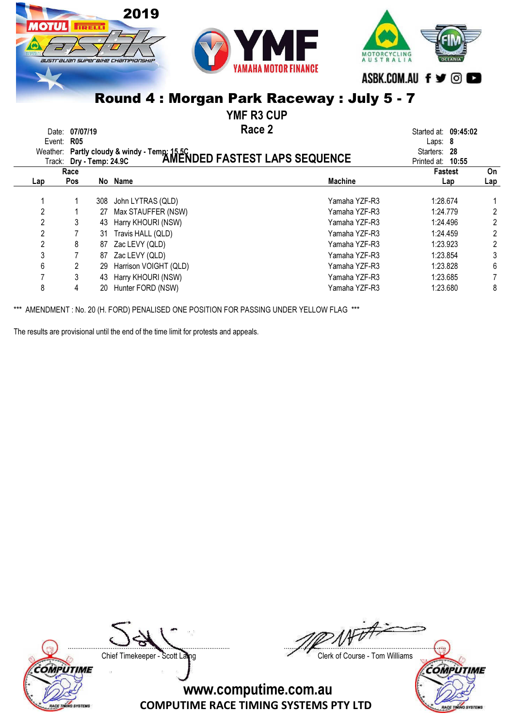2019

# Round 4 : Morgan Park Raceway : July 5 - 7

## YMF R3 CUP

## Race 2

Date: **07/07/19**
Event: **R05**
Weather: **Partly cloudy & windy - Temp: 15.5C**
Track: **Dry - Temp: 24.9C**

Started at: **09:45:02**
Laps: **8**
Starters: **28**
Printed at: **10:55**

## AMENDED FASTEST LAPS SEQUENCE

| Lap | Race Pos | No | Name | Machine | Fastest Lap | On Lap |
|---|---|---|---|---|---|---|
| 1 | 1 | 308 | John LYTRAS (QLD) | Yamaha YZF-R3 | 1:28.674 | 1 |
| 2 | 1 | 27 | Max STAUFFER (NSW) | Yamaha YZF-R3 | 1:24.779 | 2 |
| 2 | 3 | 43 | Harry KHOURI (NSW) | Yamaha YZF-R3 | 1:24.496 | 2 |
| 2 | 7 | 31 | Travis HALL (QLD) | Yamaha YZF-R3 | 1:24.459 | 2 |
| 2 | 8 | 87 | Zac LEVY (QLD) | Yamaha YZF-R3 | 1:23.923 | 2 |
| 3 | 7 | 87 | Zac LEVY (QLD) | Yamaha YZF-R3 | 1:23.854 | 3 |
| 6 | 2 | 29 | Harrison VOIGHT (QLD) | Yamaha YZF-R3 | 1:23.828 | 6 |
| 7 | 3 | 43 | Harry KHOURI (NSW) | Yamaha YZF-R3 | 1:23.685 | 7 |
| 8 | 4 | 20 | Hunter FORD (NSW) | Yamaha YZF-R3 | 1:23.680 | 8 |

*** AMENDMENT : No. 20 (H. FORD) PENALISED ONE POSITION FOR PASSING UNDER YELLOW FLAG ***

The results are provisional until the end of the time limit for protests and appeals.

Chief Timekeeper - Scott Laing

Clerk of Course - Tom Williams

www.computime.com.au
COMPUTIME RACE TIMING SYSTEMS PTY LTD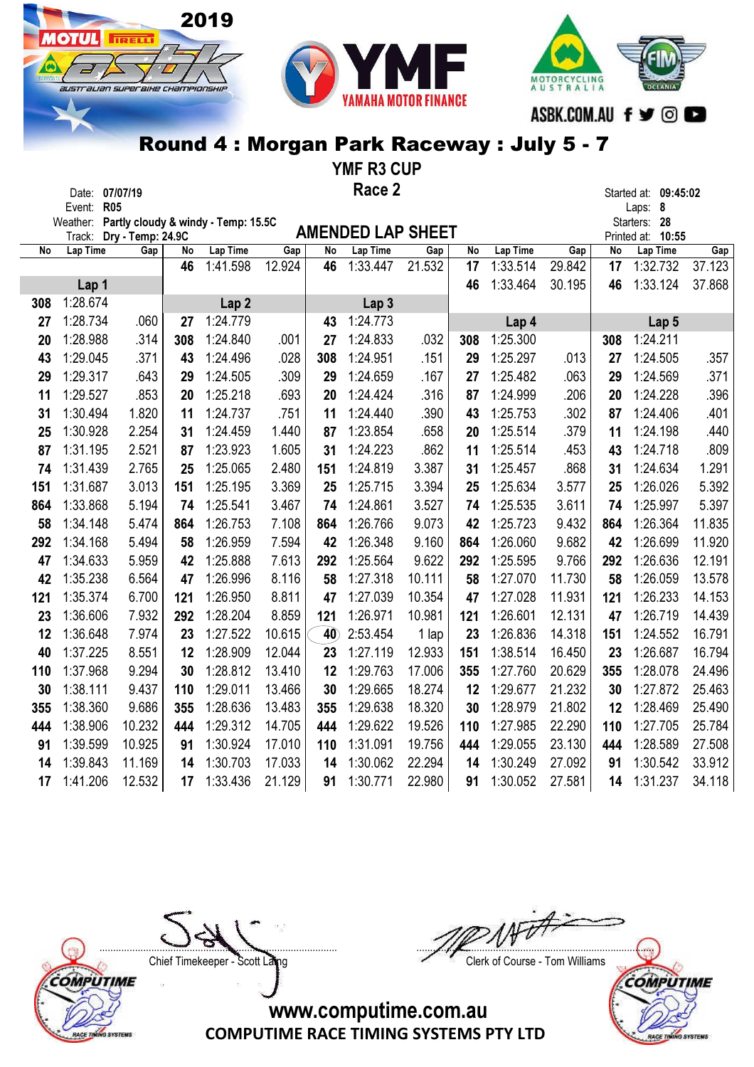# Round 4 : Morgan Park Raceway : July 5 - 7

## YMF R3 CUP

## Race 2

Date: 07/07/19
Event: R05
Weather: Partly cloudy & windy - Temp: 15.5C
Track: Dry - Temp: 24.9C

Started at: 09:45:02
Laps: 8
Starters: 28
Printed at: 10:55

### AMENDED LAP SHEET

| No | Lap Time | Gap | No | Lap Time | Gap | No | Lap Time | Gap | No | Lap Time | Gap | No | Lap Time | Gap |
|---|---|---|---|---|---|---|---|---|---|---|---|---|---|---|
| | | | 46 | 1:41.598 | 12.924 | 46 | 1:33.447 | 21.532 | 17 | 1:33.514 | 29.842 | 17 | 1:32.732 | 37.123 |
| **Lap 1** | | | | | | | | | 46 | 1:33.464 | 30.195 | 46 | 1:33.124 | 37.868 |
| 308 | 1:28.674 | | **Lap 2** | | | **Lap 3** | | | | | | | | |
| 27 | 1:28.734 | .060 | 27 | 1:24.779 | | 43 | 1:24.773 | | **Lap 4** | | | **Lap 5** | | |
| 20 | 1:28.988 | .314 | 308 | 1:24.840 | .001 | 27 | 1:24.833 | .032 | 308 | 1:25.300 | | 308 | 1:24.211 | |
| 43 | 1:29.045 | .371 | 43 | 1:24.496 | .028 | 308 | 1:24.951 | .151 | 29 | 1:25.297 | .013 | 27 | 1:24.505 | .357 |
| 29 | 1:29.317 | .643 | 29 | 1:24.505 | .309 | 29 | 1:24.659 | .167 | 27 | 1:25.482 | .063 | 29 | 1:24.569 | .371 |
| 11 | 1:29.527 | .853 | 20 | 1:25.218 | .693 | 20 | 1:24.424 | .316 | 87 | 1:24.999 | .206 | 20 | 1:24.228 | .396 |
| 31 | 1:30.494 | 1.820 | 11 | 1:24.737 | .751 | 11 | 1:24.440 | .390 | 43 | 1:25.753 | .302 | 87 | 1:24.406 | .401 |
| 25 | 1:30.928 | 2.254 | 31 | 1:24.459 | 1.440 | 87 | 1:23.854 | .658 | 20 | 1:25.514 | .379 | 11 | 1:24.198 | .440 |
| 87 | 1:31.195 | 2.521 | 87 | 1:23.923 | 1.605 | 31 | 1:24.223 | .862 | 11 | 1:25.514 | .453 | 43 | 1:24.718 | .809 |
| 74 | 1:31.439 | 2.765 | 25 | 1:25.065 | 2.480 | 151 | 1:24.819 | 3.387 | 31 | 1:25.457 | .868 | 31 | 1:24.634 | 1.291 |
| 151 | 1:31.687 | 3.013 | 151 | 1:25.195 | 3.369 | 25 | 1:25.715 | 3.394 | 25 | 1:25.634 | 3.577 | 25 | 1:26.026 | 5.392 |
| 864 | 1:33.868 | 5.194 | 74 | 1:25.541 | 3.467 | 74 | 1:24.861 | 3.527 | 74 | 1:25.535 | 3.611 | 74 | 1:25.997 | 5.397 |
| 58 | 1:34.148 | 5.474 | 864 | 1:26.753 | 7.108 | 864 | 1:26.766 | 9.073 | 42 | 1:25.723 | 9.432 | 864 | 1:26.364 | 11.835 |
| 292 | 1:34.168 | 5.494 | 58 | 1:26.959 | 7.594 | 42 | 1:26.348 | 9.160 | 864 | 1:26.060 | 9.682 | 42 | 1:26.699 | 11.920 |
| 47 | 1:34.633 | 5.959 | 42 | 1:25.888 | 7.613 | 292 | 1:25.564 | 9.622 | 292 | 1:25.595 | 9.766 | 292 | 1:26.636 | 12.191 |
| 42 | 1:35.238 | 6.564 | 47 | 1:26.996 | 8.116 | 58 | 1:27.318 | 10.111 | 58 | 1:27.070 | 11.730 | 58 | 1:26.059 | 13.578 |
| 121 | 1:35.374 | 6.700 | 121 | 1:26.950 | 8.811 | 47 | 1:27.039 | 10.354 | 47 | 1:27.028 | 11.931 | 121 | 1:26.233 | 14.153 |
| 23 | 1:36.606 | 7.932 | 292 | 1:28.204 | 8.859 | 121 | 1:26.971 | 10.981 | 121 | 1:26.601 | 12.131 | 47 | 1:26.719 | 14.439 |
| 12 | 1:36.648 | 7.974 | 23 | 1:27.522 | 10.615 | 40 | 2:53.454 | 1 lap | 23 | 1:26.836 | 14.318 | 151 | 1:24.552 | 16.791 |
| 40 | 1:37.225 | 8.551 | 12 | 1:28.909 | 12.044 | 23 | 1:27.119 | 12.933 | 151 | 1:38.514 | 16.450 | 23 | 1:26.687 | 16.794 |
| 110 | 1:37.968 | 9.294 | 30 | 1:28.812 | 13.410 | 12 | 1:29.763 | 17.006 | 355 | 1:27.760 | 20.629 | 355 | 1:28.078 | 24.496 |
| 30 | 1:38.111 | 9.437 | 110 | 1:29.011 | 13.466 | 30 | 1:29.665 | 18.274 | 12 | 1:29.677 | 21.232 | 30 | 1:27.872 | 25.463 |
| 355 | 1:38.360 | 9.686 | 355 | 1:28.636 | 13.483 | 355 | 1:29.638 | 18.320 | 30 | 1:28.979 | 21.802 | 12 | 1:28.469 | 25.490 |
| 444 | 1:38.906 | 10.232 | 444 | 1:29.312 | 14.705 | 444 | 1:29.622 | 19.526 | 110 | 1:27.985 | 22.290 | 110 | 1:27.705 | 25.784 |
| 91 | 1:39.599 | 10.925 | 91 | 1:30.924 | 17.010 | 110 | 1:31.091 | 19.756 | 444 | 1:29.055 | 23.130 | 444 | 1:28.589 | 27.508 |
| 14 | 1:39.843 | 11.169 | 14 | 1:30.703 | 17.033 | 14 | 1:30.062 | 22.294 | 14 | 1:30.249 | 27.092 | 91 | 1:30.542 | 33.912 |
| 17 | 1:41.206 | 12.532 | 17 | 1:33.436 | 21.129 | 91 | 1:30.771 | 22.980 | 91 | 1:30.052 | 27.581 | 14 | 1:31.237 | 34.118 |

Chief Timekeeper - Scott Laing

Clerk of Course - Tom Williams

www.computime.com.au
COMPUTIME RACE TIMING SYSTEMS PTY LTD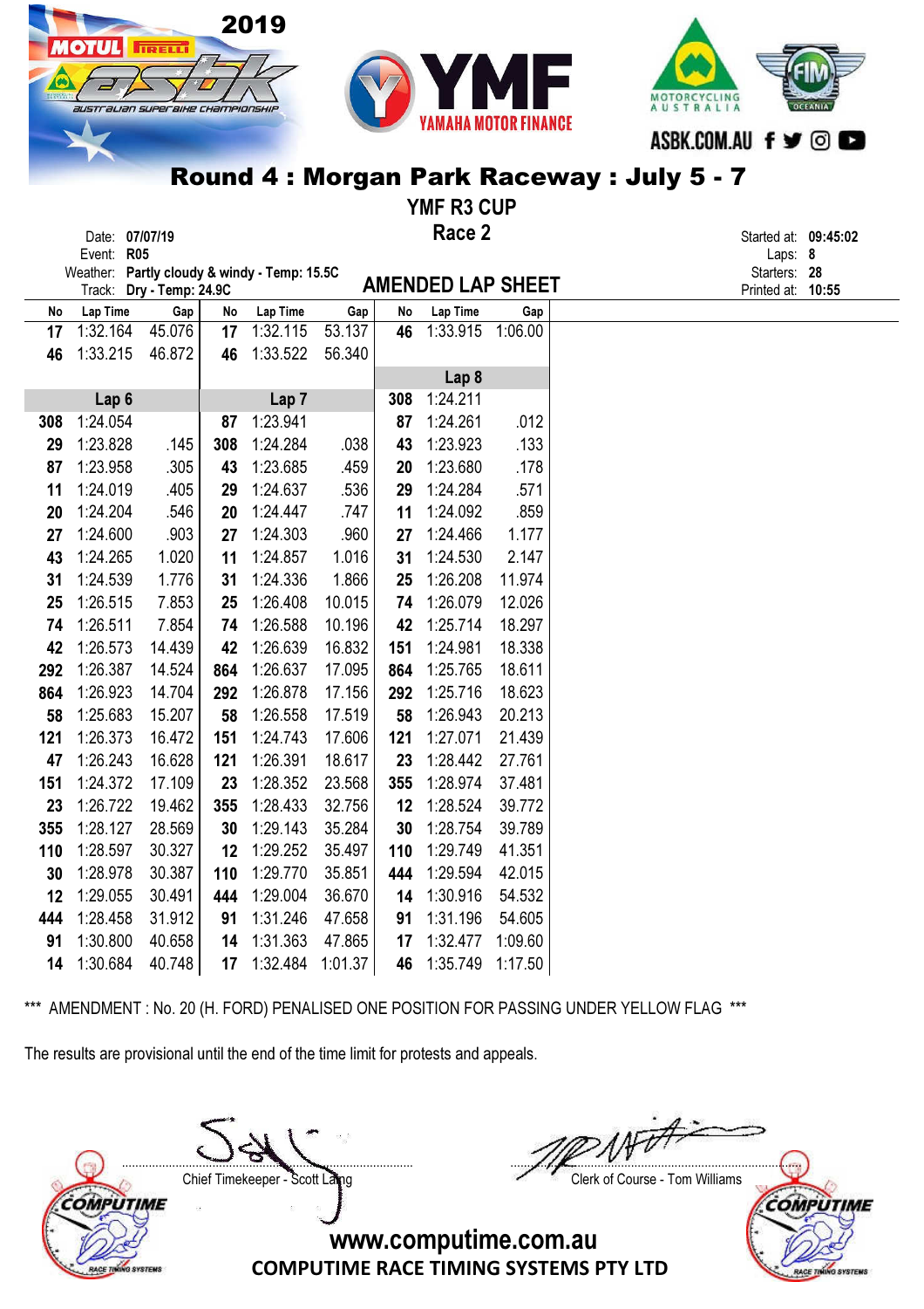# Round 4 : Morgan Park Raceway : July 5 - 7

## YMF R3 CUP

## Race 2

Date: **07/07/19**
Event: **R05**
Weather: **Partly cloudy & windy - Temp: 15.5C**
Track: **Dry - Temp: 24.9C**

**AMENDED LAP SHEET**

Started at: **09:45:02**
Laps: **8**
Starters: **28**
Printed at: **10:55**

| No | Lap Time | Gap | No | Lap Time | Gap | No | Lap Time | Gap |
|---|---|---|---|---|---|---|---|---|
| 17 | 1:32.164 | 45.076 | 17 | 1:32.115 | 53.137 | 46 | 1:33.915 | 1:06.00 |
| 46 | 1:33.215 | 46.872 | 46 | 1:33.522 | 56.340 | | | |
| | | | | | | | **Lap 8** | |
| | **Lap 6** | | | **Lap 7** | | 308 | 1:24.211 | |
| 308 | 1:24.054 | | 87 | 1:23.941 | | 87 | 1:24.261 | .012 |
| 29 | 1:23.828 | .145 | 308 | 1:24.284 | .038 | 43 | 1:23.923 | .133 |
| 87 | 1:23.958 | .305 | 43 | 1:23.685 | .459 | 20 | 1:23.680 | .178 |
| 11 | 1:24.019 | .405 | 29 | 1:24.637 | .536 | 29 | 1:24.284 | .571 |
| 20 | 1:24.204 | .546 | 20 | 1:24.447 | .747 | 11 | 1:24.092 | .859 |
| 27 | 1:24.600 | .903 | 27 | 1:24.303 | .960 | 27 | 1:24.466 | 1.177 |
| 43 | 1:24.265 | 1.020 | 11 | 1:24.857 | 1.016 | 31 | 1:24.530 | 2.147 |
| 31 | 1:24.539 | 1.776 | 31 | 1:24.336 | 1.866 | 25 | 1:26.208 | 11.974 |
| 25 | 1:26.515 | 7.853 | 25 | 1:26.408 | 10.015 | 74 | 1:26.079 | 12.026 |
| 74 | 1:26.511 | 7.854 | 74 | 1:26.588 | 10.196 | 42 | 1:25.714 | 18.297 |
| 42 | 1:26.573 | 14.439 | 42 | 1:26.639 | 16.832 | 151 | 1:24.981 | 18.338 |
| 292 | 1:26.387 | 14.524 | 864 | 1:26.637 | 17.095 | 864 | 1:25.765 | 18.611 |
| 864 | 1:26.923 | 14.704 | 292 | 1:26.878 | 17.156 | 292 | 1:25.716 | 18.623 |
| 58 | 1:25.683 | 15.207 | 58 | 1:26.558 | 17.519 | 58 | 1:26.943 | 20.213 |
| 121 | 1:26.373 | 16.472 | 151 | 1:24.743 | 17.606 | 121 | 1:27.071 | 21.439 |
| 47 | 1:26.243 | 16.628 | 121 | 1:26.391 | 18.617 | 23 | 1:28.442 | 27.761 |
| 151 | 1:24.372 | 17.109 | 23 | 1:28.352 | 23.568 | 355 | 1:28.974 | 37.481 |
| 23 | 1:26.722 | 19.462 | 355 | 1:28.433 | 32.756 | 12 | 1:28.524 | 39.772 |
| 355 | 1:28.127 | 28.569 | 30 | 1:29.143 | 35.284 | 30 | 1:28.754 | 39.789 |
| 110 | 1:28.597 | 30.327 | 12 | 1:29.252 | 35.497 | 110 | 1:29.749 | 41.351 |
| 30 | 1:28.978 | 30.387 | 110 | 1:29.770 | 35.851 | 444 | 1:29.594 | 42.015 |
| 12 | 1:29.055 | 30.491 | 444 | 1:29.004 | 36.670 | 14 | 1:30.916 | 54.532 |
| 444 | 1:28.458 | 31.912 | 91 | 1:31.246 | 47.658 | 91 | 1:31.196 | 54.605 |
| 91 | 1:30.800 | 40.658 | 14 | 1:31.363 | 47.865 | 17 | 1:32.477 | 1:09.60 |
| 14 | 1:30.684 | 40.748 | 17 | 1:32.484 | 1:01.37 | 46 | 1:35.749 | 1:17.50 |

*** AMENDMENT : No. 20 (H. FORD) PENALISED ONE POSITION FOR PASSING UNDER YELLOW FLAG ***

The results are provisional until the end of the time limit for protests and appeals.

Chief Timekeeper - Scott Laing

Clerk of Course - Tom Williams

www.computime.com.au
COMPUTIME RACE TIMING SYSTEMS PTY LTD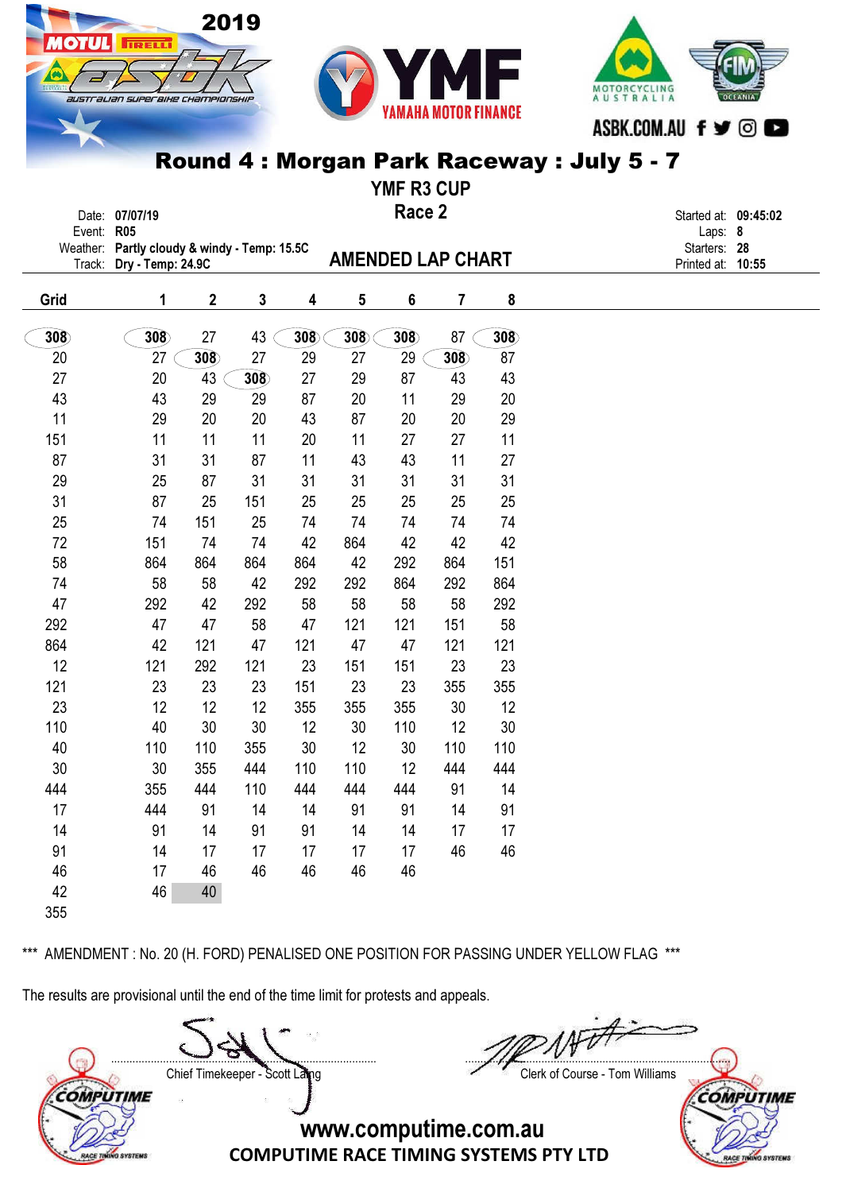# Round 4 : Morgan Park Raceway : July 5 - 7

## YMF R3 CUP

## Race 2

Date: 07/07/19
Event: R05
Weather: Partly cloudy & windy - Temp: 15.5C
Track: Dry - Temp: 24.9C

## AMENDED LAP CHART

Started at: 09:45:02
Laps: 8
Starters: 28
Printed at: 10:55

| Grid | 1 | 2 | 3 | 4 | 5 | 6 | 7 | 8 |
|---|---|---|---|---|---|---|---|---|
| 308 | 308 | 27 | 43 | 308 | 308 | 308 | 87 | 308 |
| 20 | 27 | 308 | 27 | 29 | 27 | 29 | 308 | 87 |
| 27 | 20 | 43 | 308 | 27 | 29 | 87 | 43 | 43 |
| 43 | 43 | 29 | 29 | 87 | 20 | 11 | 29 | 20 |
| 11 | 29 | 20 | 20 | 43 | 87 | 20 | 20 | 29 |
| 151 | 11 | 11 | 11 | 20 | 11 | 27 | 27 | 11 |
| 87 | 31 | 31 | 87 | 11 | 43 | 43 | 11 | 27 |
| 29 | 25 | 87 | 31 | 31 | 31 | 31 | 31 | 31 |
| 31 | 87 | 25 | 151 | 25 | 25 | 25 | 25 | 25 |
| 25 | 74 | 151 | 25 | 74 | 74 | 74 | 74 | 74 |
| 72 | 151 | 74 | 74 | 42 | 864 | 42 | 42 | 42 |
| 58 | 864 | 864 | 864 | 864 | 42 | 292 | 864 | 151 |
| 74 | 58 | 58 | 42 | 292 | 292 | 864 | 292 | 864 |
| 47 | 292 | 42 | 292 | 58 | 58 | 58 | 58 | 292 |
| 292 | 47 | 47 | 58 | 47 | 121 | 121 | 151 | 58 |
| 864 | 42 | 121 | 47 | 121 | 47 | 47 | 121 | 121 |
| 12 | 121 | 292 | 121 | 23 | 151 | 151 | 23 | 23 |
| 121 | 23 | 23 | 23 | 151 | 23 | 23 | 355 | 355 |
| 23 | 12 | 12 | 12 | 355 | 355 | 355 | 30 | 12 |
| 110 | 40 | 30 | 30 | 12 | 30 | 110 | 12 | 30 |
| 40 | 110 | 110 | 355 | 30 | 12 | 30 | 110 | 110 |
| 30 | 30 | 355 | 444 | 110 | 110 | 12 | 444 | 444 |
| 444 | 355 | 444 | 110 | 444 | 444 | 444 | 91 | 14 |
| 17 | 444 | 91 | 14 | 14 | 91 | 91 | 14 | 91 |
| 14 | 91 | 14 | 91 | 91 | 14 | 14 | 17 | 17 |
| 91 | 14 | 17 | 17 | 17 | 17 | 17 | 46 | 46 |
| 46 | 17 | 46 | 46 | 46 | 46 | 46 | | |
| 42 | 46 | 40 | | | | | | |
| 355 | | | | | | | | |

*** AMENDMENT : No. 20 (H. FORD) PENALISED ONE POSITION FOR PASSING UNDER YELLOW FLAG ***

The results are provisional until the end of the time limit for protests and appeals.

Chief Timekeeper - Scott Laing

Clerk of Course - Tom Williams

www.computime.com.au
COMPUTIME RACE TIMING SYSTEMS PTY LTD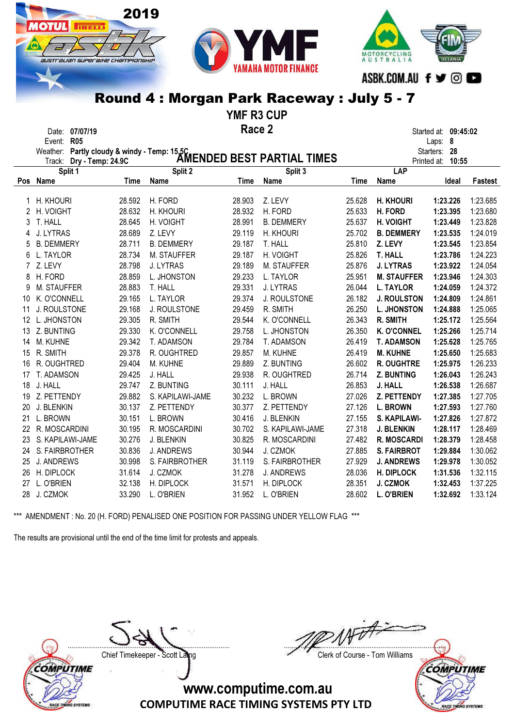2019

# Round 4 : Morgan Park Raceway : July 5 - 7

## YMF R3 CUP

## Race 2

Date: **07/07/19**
Event: **R05**
Weather: **Partly cloudy & windy - Temp: 15.5C**
Track: **Dry - Temp: 24.9C**

Started at: **09:45:02**
Laps: **8**
Starters: **28**
Printed at: **10:55**

### AMENDED BEST PARTIAL TIMES

| Pos | Split 1 Name | Time | Split 2 Name | Time | Split 3 Name | Time | LAP Name | Ideal | Fastest |
|---|---|---|---|---|---|---|---|---|---|
| 1 | H. KHOURI | 28.592 | H. FORD | 28.903 | Z. LEVY | 25.628 | **H. KHOURI** | **1:23.226** | 1:23.685 |
| 2 | H. VOIGHT | 28.632 | H. KHOURI | 28.932 | H. FORD | 25.633 | **H. FORD** | **1:23.395** | 1:23.680 |
| 3 | T. HALL | 28.645 | H. VOIGHT | 28.991 | B. DEMMERY | 25.637 | **H. VOIGHT** | **1:23.449** | 1:23.828 |
| 4 | J. LYTRAS | 28.689 | Z. LEVY | 29.119 | H. KHOURI | 25.702 | **B. DEMMERY** | **1:23.535** | 1:24.019 |
| 5 | B. DEMMERY | 28.711 | B. DEMMERY | 29.187 | T. HALL | 25.810 | **Z. LEVY** | **1:23.545** | 1:23.854 |
| 6 | L. TAYLOR | 28.734 | M. STAUFFER | 29.187 | H. VOIGHT | 25.826 | **T. HALL** | **1:23.786** | 1:24.223 |
| 7 | Z. LEVY | 28.798 | J. LYTRAS | 29.189 | M. STAUFFER | 25.876 | **J. LYTRAS** | **1:23.922** | 1:24.054 |
| 8 | H. FORD | 28.859 | L. JHONSTON | 29.233 | L. TAYLOR | 25.951 | **M. STAUFFER** | **1:23.946** | 1:24.303 |
| 9 | M. STAUFFER | 28.883 | T. HALL | 29.331 | J. LYTRAS | 26.044 | **L. TAYLOR** | **1:24.059** | 1:24.372 |
| 10 | K. O'CONNELL | 29.165 | L. TAYLOR | 29.374 | J. ROULSTONE | 26.182 | **J. ROULSTON** | **1:24.809** | 1:24.861 |
| 11 | J. ROULSTONE | 29.168 | J. ROULSTONE | 29.459 | R. SMITH | 26.250 | **L. JHONSTON** | **1:24.888** | 1:25.065 |
| 12 | L. JHONSTON | 29.305 | R. SMITH | 29.544 | K. O'CONNELL | 26.343 | **R. SMITH** | **1:25.172** | 1:25.564 |
| 13 | Z. BUNTING | 29.330 | K. O'CONNELL | 29.758 | L. JHONSTON | 26.350 | **K. O'CONNEL** | **1:25.266** | 1:25.714 |
| 14 | M. KUHNE | 29.342 | T. ADAMSON | 29.784 | T. ADAMSON | 26.419 | **T. ADAMSON** | **1:25.628** | 1:25.765 |
| 15 | R. SMITH | 29.378 | R. OUGHTRED | 29.857 | M. KUHNE | 26.419 | **M. KUHNE** | **1:25.650** | 1:25.683 |
| 16 | R. OUGHTRED | 29.404 | M. KUHNE | 29.889 | Z. BUNTING | 26.602 | **R. OUGHTRE** | **1:25.975** | 1:26.233 |
| 17 | T. ADAMSON | 29.425 | J. HALL | 29.938 | R. OUGHTRED | 26.714 | **Z. BUNTING** | **1:26.043** | 1:26.243 |
| 18 | J. HALL | 29.747 | Z. BUNTING | 30.111 | J. HALL | 26.853 | **J. HALL** | **1:26.538** | 1:26.687 |
| 19 | Z. PETTENDY | 29.882 | S. KAPILAWI-JAME | 30.232 | L. BROWN | 27.026 | **Z. PETTENDY** | **1:27.385** | 1:27.705 |
| 20 | J. BLENKIN | 30.137 | Z. PETTENDY | 30.377 | Z. PETTENDY | 27.126 | **L. BROWN** | **1:27.593** | 1:27.760 |
| 21 | L. BROWN | 30.151 | L. BROWN | 30.416 | J. BLENKIN | 27.155 | **S. KAPILAWI-** | **1:27.826** | 1:27.872 |
| 22 | R. MOSCARDINI | 30.195 | R. MOSCARDINI | 30.702 | S. KAPILAWI-JAME | 27.318 | **J. BLENKIN** | **1:28.117** | 1:28.469 |
| 23 | S. KAPILAWI-JAME | 30.276 | J. BLENKIN | 30.825 | R. MOSCARDINI | 27.482 | **R. MOSCARDI** | **1:28.379** | 1:28.458 |
| 24 | S. FAIRBROTHER | 30.836 | J. ANDREWS | 30.944 | J. CZMOK | 27.885 | **S. FAIRBROT** | **1:29.884** | 1:30.062 |
| 25 | J. ANDREWS | 30.998 | S. FAIRBROTHER | 31.119 | S. FAIRBROTHER | 27.929 | **J. ANDREWS** | **1:29.978** | 1:30.052 |
| 26 | H. DIPLOCK | 31.614 | J. CZMOK | 31.278 | J. ANDREWS | 28.036 | **H. DIPLOCK** | **1:31.536** | 1:32.115 |
| 27 | L. O'BRIEN | 32.138 | H. DIPLOCK | 31.571 | H. DIPLOCK | 28.351 | **J. CZMOK** | **1:32.453** | 1:37.225 |
| 28 | J. CZMOK | 33.290 | L. O'BRIEN | 31.952 | L. O'BRIEN | 28.602 | **L. O'BRIEN** | **1:32.692** | 1:33.124 |

\*\*\* AMENDMENT : No. 20 (H. FORD) PENALISED ONE POSITION FOR PASSING UNDER YELLOW FLAG \*\*\*

The results are provisional until the end of the time limit for protests and appeals.

Chief Timekeeper - Scott Laing

Clerk of Course - Tom Williams

www.computime.com.au

COMPUTIME RACE TIMING SYSTEMS PTY LTD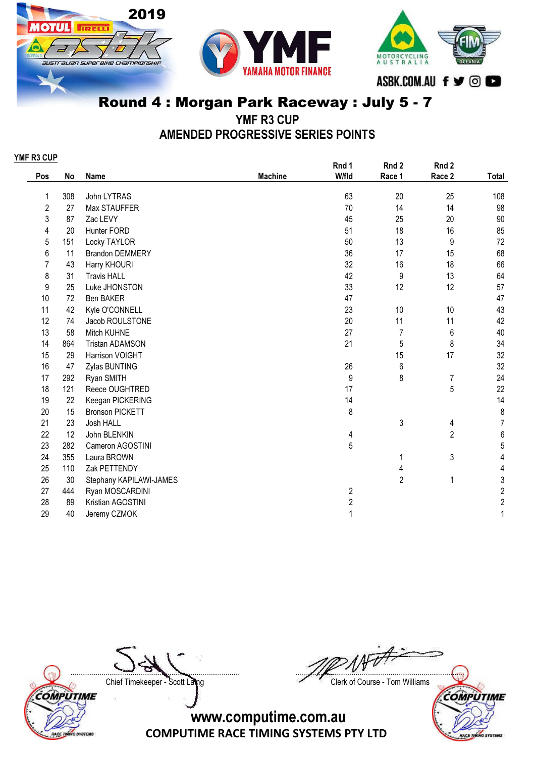# Round 4 : Morgan Park Raceway : July 5 - 7

## YMF R3 CUP

## AMENDED PROGRESSIVE SERIES POINTS

**YMF R3 CUP**

| Pos | No | Name | Machine | Rnd 1 W/fld | Rnd 2 Race 1 | Rnd 2 Race 2 | Total |
|---|---|---|---|---|---|---|---|
| 1 | 308 | John LYTRAS | | 63 | 20 | 25 | 108 |
| 2 | 27 | Max STAUFFER | | 70 | 14 | 14 | 98 |
| 3 | 87 | Zac LEVY | | 45 | 25 | 20 | 90 |
| 4 | 20 | Hunter FORD | | 51 | 18 | 16 | 85 |
| 5 | 151 | Locky TAYLOR | | 50 | 13 | 9 | 72 |
| 6 | 11 | Brandon DEMMERY | | 36 | 17 | 15 | 68 |
| 7 | 43 | Harry KHOURI | | 32 | 16 | 18 | 66 |
| 8 | 31 | Travis HALL | | 42 | 9 | 13 | 64 |
| 9 | 25 | Luke JHONSTON | | 33 | 12 | 12 | 57 |
| 10 | 72 | Ben BAKER | | 47 | | | 47 |
| 11 | 42 | Kyle O'CONNELL | | 23 | 10 | 10 | 43 |
| 12 | 74 | Jacob ROULSTONE | | 20 | 11 | 11 | 42 |
| 13 | 58 | Mitch KUHNE | | 27 | 7 | 6 | 40 |
| 14 | 864 | Tristan ADAMSON | | 21 | 5 | 8 | 34 |
| 15 | 29 | Harrison VOIGHT | | | 15 | 17 | 32 |
| 16 | 47 | Zylas BUNTING | | 26 | 6 | | 32 |
| 17 | 292 | Ryan SMITH | | 9 | 8 | 7 | 24 |
| 18 | 121 | Reece OUGHTRED | | 17 | | 5 | 22 |
| 19 | 22 | Keegan PICKERING | | 14 | | | 14 |
| 20 | 15 | Bronson PICKETT | | 8 | | | 8 |
| 21 | 23 | Josh HALL | | | 3 | 4 | 7 |
| 22 | 12 | John BLENKIN | | 4 | | 2 | 6 |
| 23 | 282 | Cameron AGOSTINI | | 5 | | | 5 |
| 24 | 355 | Laura BROWN | | | 1 | 3 | 4 |
| 25 | 110 | Zak PETTENDY | | | 4 | | 4 |
| 26 | 30 | Stephany KAPILAWI-JAMES | | | 2 | 1 | 3 |
| 27 | 444 | Ryan MOSCARDINI | | 2 | | | 2 |
| 28 | 89 | Kristian AGOSTINI | | 2 | | | 2 |
| 29 | 40 | Jeremy CZMOK | | 1 | | | 1 |

Chief Timekeeper - Scott Laing

Clerk of Course - Tom Williams

www.computime.com.au

COMPUTIME RACE TIMING SYSTEMS PTY LTD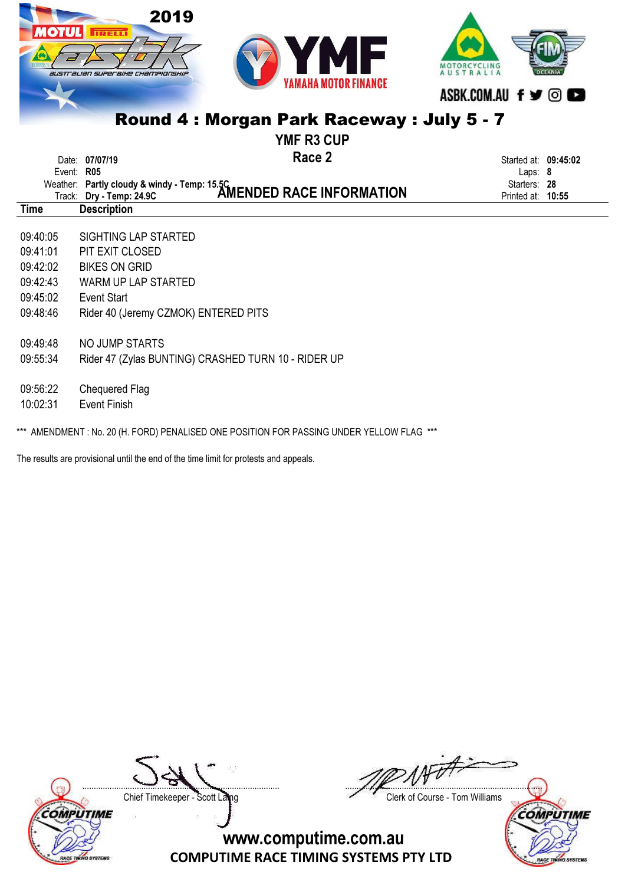# Round 4 : Morgan Park Raceway : July 5 - 7

## YMF R3 CUP

## Race 2

Date: **07/07/19**
Event: **R05**
Weather: **Partly cloudy & windy - Temp: 15.5C**
Track: **Dry - Temp: 24.9C**

**AMENDED RACE INFORMATION**

Started at: **09:45:02**
Laps: **8**
Starters: **28**
Printed at: **10:55**

| Time | Description |
|---|---|
| 09:40:05 | SIGHTING LAP STARTED |
| 09:41:01 | PIT EXIT CLOSED |
| 09:42:02 | BIKES ON GRID |
| 09:42:43 | WARM UP LAP STARTED |
| 09:45:02 | Event Start |
| 09:48:46 | Rider 40 (Jeremy CZMOK) ENTERED PITS |
| 09:49:48 | NO JUMP STARTS |
| 09:55:34 | Rider 47 (Zylas BUNTING) CRASHED TURN 10 - RIDER UP |
| 09:56:22 | Chequered Flag |
| 10:02:31 | Event Finish |

*** AMENDMENT : No. 20 (H. FORD) PENALISED ONE POSITION FOR PASSING UNDER YELLOW FLAG ***

The results are provisional until the end of the time limit for protests and appeals.

Chief Timekeeper - Scott Laing

Clerk of Course - Tom Williams

www.computime.com.au

COMPUTIME RACE TIMING SYSTEMS PTY LTD